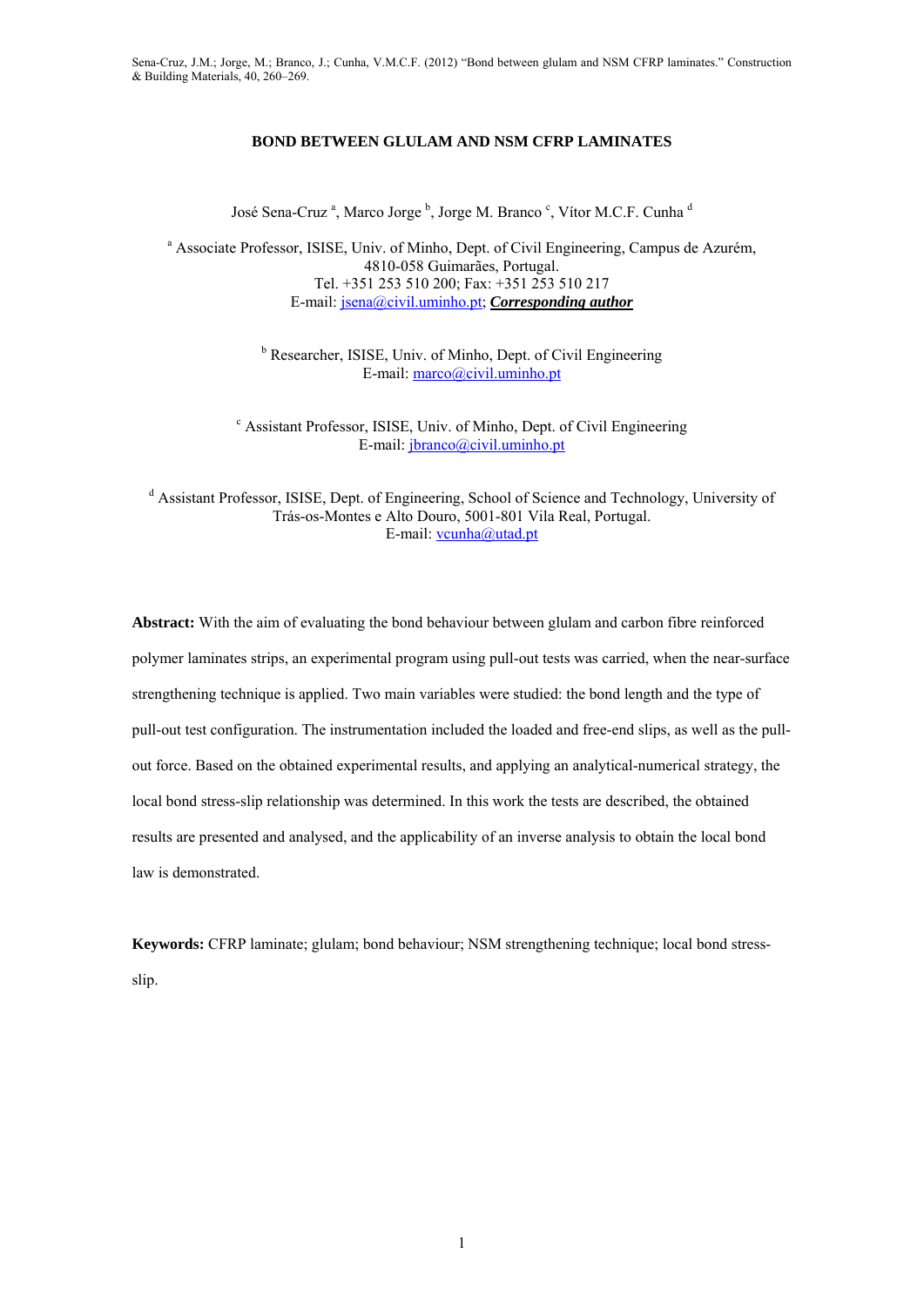Sena-Cruz, J.M.; Jorge, M.; Branco, J.; Cunha, V.M.C.F. (2012) "Bond between glulam and NSM CFRP laminates." Construction & Building Materials, 40, 260–269.

# BOND BETWEEN GLULAM AND NSM CFRP LAMINATES

José Sena-Cruz [a], Marco Jorge [b], Jorge M. Branco [c], Vítor M.C.F. Cunha [d]

[a] Associate Professor, ISISE, Univ. of Minho, Dept. of Civil Engineering, Campus de Azurém, 4810-058 Guimarães, Portugal.
Tel. +351 253 510 200; Fax: +351 253 510 217
E-mail: jsena@civil.uminho.pt; ***Corresponding author***

[b] Researcher, ISISE, Univ. of Minho, Dept. of Civil Engineering
E-mail: marco@civil.uminho.pt

[c] Assistant Professor, ISISE, Univ. of Minho, Dept. of Civil Engineering
E-mail: jbranco@civil.uminho.pt

[d] Assistant Professor, ISISE, Dept. of Engineering, School of Science and Technology, University of Trás-os-Montes e Alto Douro, 5001-801 Vila Real, Portugal.
E-mail: vcunha@utad.pt

**Abstract:** With the aim of evaluating the bond behaviour between glulam and carbon fibre reinforced polymer laminates strips, an experimental program using pull-out tests was carried, when the near-surface strengthening technique is applied. Two main variables were studied: the bond length and the type of pull-out test configuration. The instrumentation included the loaded and free-end slips, as well as the pull-out force. Based on the obtained experimental results, and applying an analytical-numerical strategy, the local bond stress-slip relationship was determined. In this work the tests are described, the obtained results are presented and analysed, and the applicability of an inverse analysis to obtain the local bond law is demonstrated.

**Keywords:** CFRP laminate; glulam; bond behaviour; NSM strengthening technique; local bond stress-slip.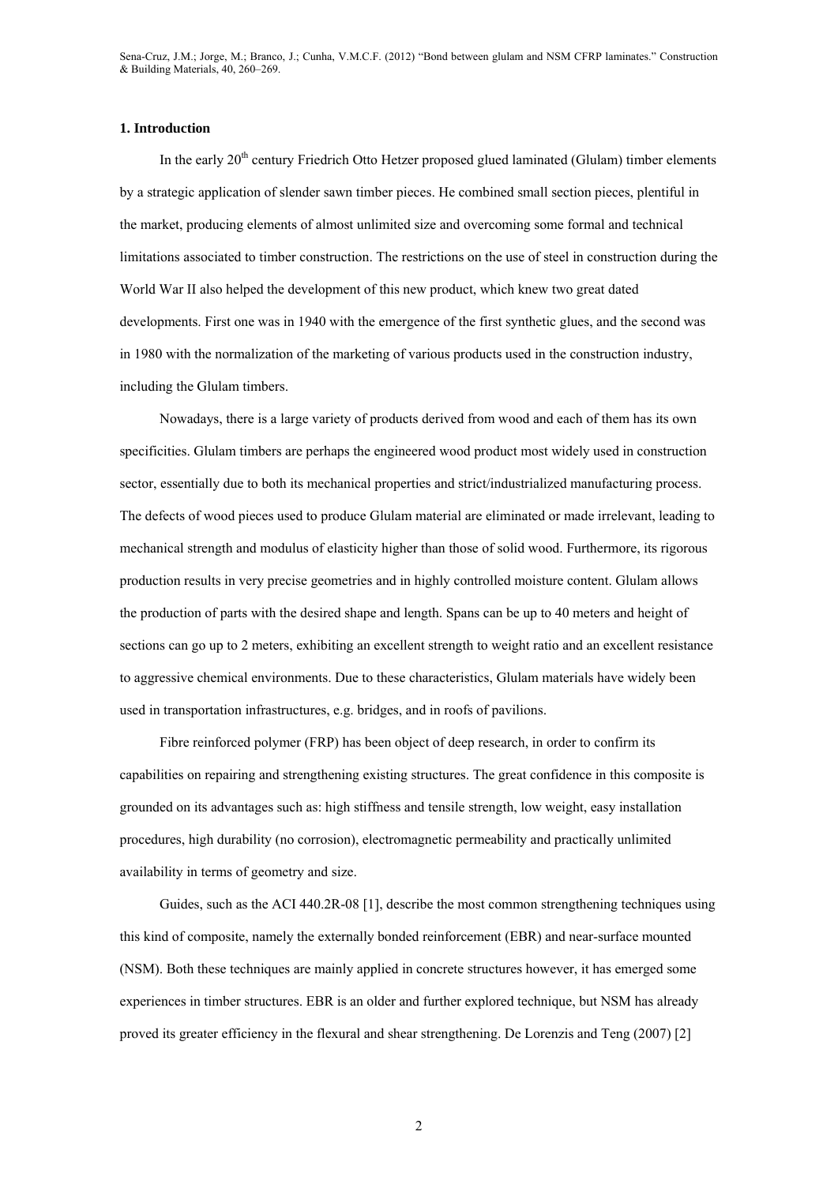## 1. Introduction

In the early 20$^{th}$ century Friedrich Otto Hetzer proposed glued laminated (Glulam) timber elements by a strategic application of slender sawn timber pieces. He combined small section pieces, plentiful in the market, producing elements of almost unlimited size and overcoming some formal and technical limitations associated to timber construction. The restrictions on the use of steel in construction during the World War II also helped the development of this new product, which knew two great dated developments. First one was in 1940 with the emergence of the first synthetic glues, and the second was in 1980 with the normalization of the marketing of various products used in the construction industry, including the Glulam timbers.

Nowadays, there is a large variety of products derived from wood and each of them has its own specificities. Glulam timbers are perhaps the engineered wood product most widely used in construction sector, essentially due to both its mechanical properties and strict/industrialized manufacturing process. The defects of wood pieces used to produce Glulam material are eliminated or made irrelevant, leading to mechanical strength and modulus of elasticity higher than those of solid wood. Furthermore, its rigorous production results in very precise geometries and in highly controlled moisture content. Glulam allows the production of parts with the desired shape and length. Spans can be up to 40 meters and height of sections can go up to 2 meters, exhibiting an excellent strength to weight ratio and an excellent resistance to aggressive chemical environments. Due to these characteristics, Glulam materials have widely been used in transportation infrastructures, e.g. bridges, and in roofs of pavilions.

Fibre reinforced polymer (FRP) has been object of deep research, in order to confirm its capabilities on repairing and strengthening existing structures. The great confidence in this composite is grounded on its advantages such as: high stiffness and tensile strength, low weight, easy installation procedures, high durability (no corrosion), electromagnetic permeability and practically unlimited availability in terms of geometry and size.

Guides, such as the ACI 440.2R-08 [1], describe the most common strengthening techniques using this kind of composite, namely the externally bonded reinforcement (EBR) and near-surface mounted (NSM). Both these techniques are mainly applied in concrete structures however, it has emerged some experiences in timber structures. EBR is an older and further explored technique, but NSM has already proved its greater efficiency in the flexural and shear strengthening. De Lorenzis and Teng (2007) [2]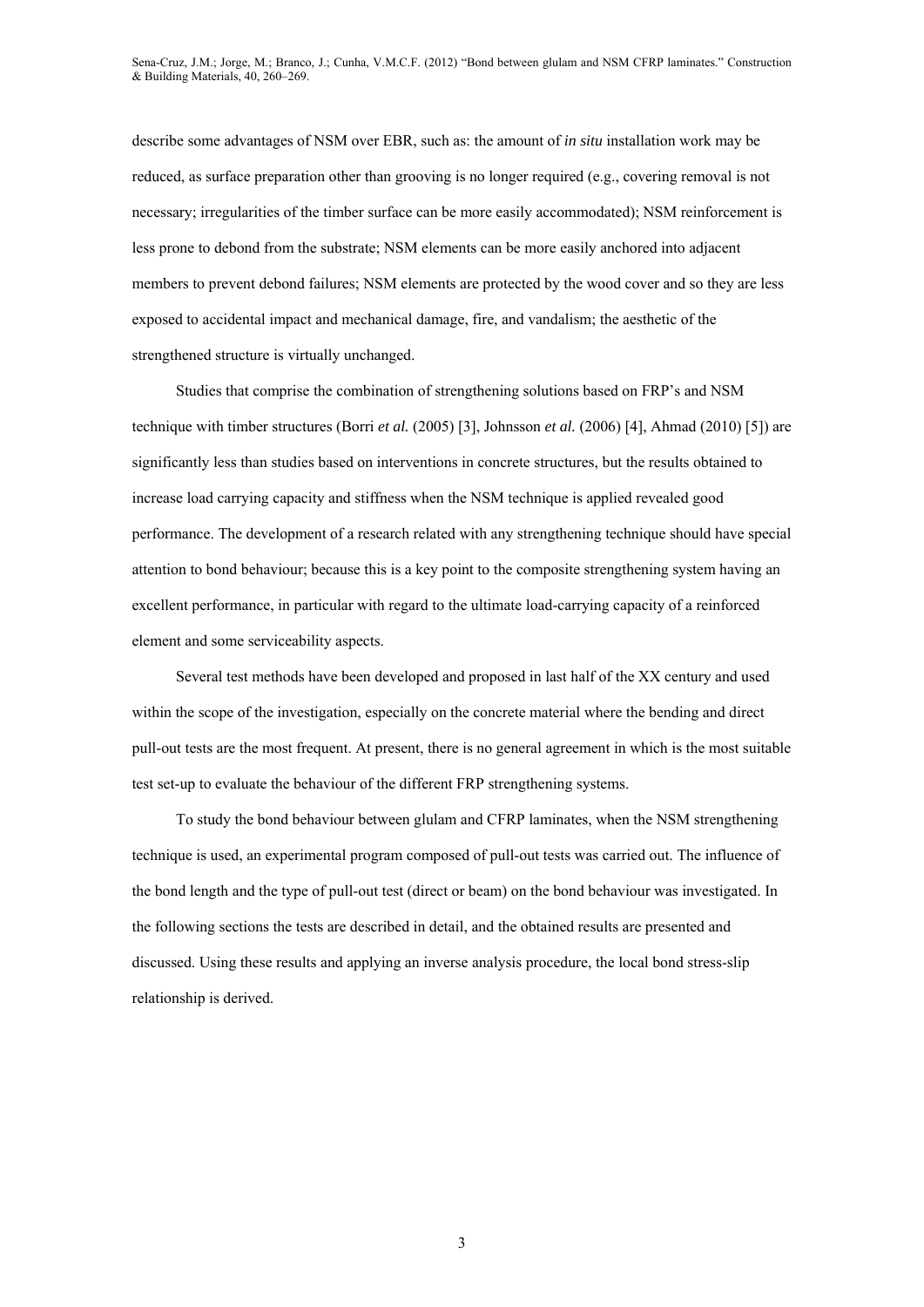describe some advantages of NSM over EBR, such as: the amount of *in situ* installation work may be reduced, as surface preparation other than grooving is no longer required (e.g., covering removal is not necessary; irregularities of the timber surface can be more easily accommodated); NSM reinforcement is less prone to debond from the substrate; NSM elements can be more easily anchored into adjacent members to prevent debond failures; NSM elements are protected by the wood cover and so they are less exposed to accidental impact and mechanical damage, fire, and vandalism; the aesthetic of the strengthened structure is virtually unchanged.

Studies that comprise the combination of strengthening solutions based on FRP's and NSM technique with timber structures (Borri *et al.* (2005) [3], Johnsson *et al.* (2006) [4], Ahmad (2010) [5]) are significantly less than studies based on interventions in concrete structures, but the results obtained to increase load carrying capacity and stiffness when the NSM technique is applied revealed good performance. The development of a research related with any strengthening technique should have special attention to bond behaviour; because this is a key point to the composite strengthening system having an excellent performance, in particular with regard to the ultimate load-carrying capacity of a reinforced element and some serviceability aspects.

Several test methods have been developed and proposed in last half of the XX century and used within the scope of the investigation, especially on the concrete material where the bending and direct pull-out tests are the most frequent. At present, there is no general agreement in which is the most suitable test set-up to evaluate the behaviour of the different FRP strengthening systems.

To study the bond behaviour between glulam and CFRP laminates, when the NSM strengthening technique is used, an experimental program composed of pull-out tests was carried out. The influence of the bond length and the type of pull-out test (direct or beam) on the bond behaviour was investigated. In the following sections the tests are described in detail, and the obtained results are presented and discussed. Using these results and applying an inverse analysis procedure, the local bond stress-slip relationship is derived.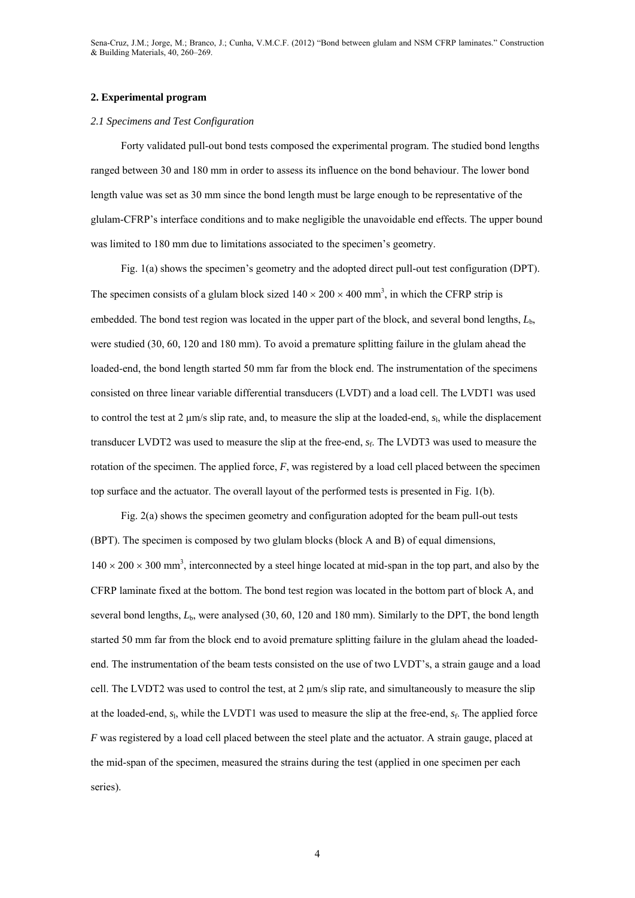## 2. Experimental program

### *2.1 Specimens and Test Configuration*

Forty validated pull-out bond tests composed the experimental program. The studied bond lengths ranged between 30 and 180 mm in order to assess its influence on the bond behaviour. The lower bond length value was set as 30 mm since the bond length must be large enough to be representative of the glulam-CFRP's interface conditions and to make negligible the unavoidable end effects. The upper bound was limited to 180 mm due to limitations associated to the specimen's geometry.

Fig. 1(a) shows the specimen's geometry and the adopted direct pull-out test configuration (DPT). The specimen consists of a glulam block sized $140 \times 200 \times 400$ mm$^3$, in which the CFRP strip is embedded. The bond test region was located in the upper part of the block, and several bond lengths, $L_b$, were studied (30, 60, 120 and 180 mm). To avoid a premature splitting failure in the glulam ahead the loaded-end, the bond length started 50 mm far from the block end. The instrumentation of the specimens consisted on three linear variable differential transducers (LVDT) and a load cell. The LVDT1 was used to control the test at 2 μm/s slip rate, and, to measure the slip at the loaded-end, $s_l$, while the displacement transducer LVDT2 was used to measure the slip at the free-end, $s_f$. The LVDT3 was used to measure the rotation of the specimen. The applied force, $F$, was registered by a load cell placed between the specimen top surface and the actuator. The overall layout of the performed tests is presented in Fig. 1(b).

Fig. 2(a) shows the specimen geometry and configuration adopted for the beam pull-out tests (BPT). The specimen is composed by two glulam blocks (block A and B) of equal dimensions, $140 \times 200 \times 300$ mm$^3$, interconnected by a steel hinge located at mid-span in the top part, and also by the CFRP laminate fixed at the bottom. The bond test region was located in the bottom part of block A, and several bond lengths, $L_b$, were analysed (30, 60, 120 and 180 mm). Similarly to the DPT, the bond length started 50 mm far from the block end to avoid premature splitting failure in the glulam ahead the loaded-end. The instrumentation of the beam tests consisted on the use of two LVDT's, a strain gauge and a load cell. The LVDT2 was used to control the test, at 2 μm/s slip rate, and simultaneously to measure the slip at the loaded-end, $s_l$, while the LVDT1 was used to measure the slip at the free-end, $s_f$. The applied force $F$ was registered by a load cell placed between the steel plate and the actuator. A strain gauge, placed at the mid-span of the specimen, measured the strains during the test (applied in one specimen per each series).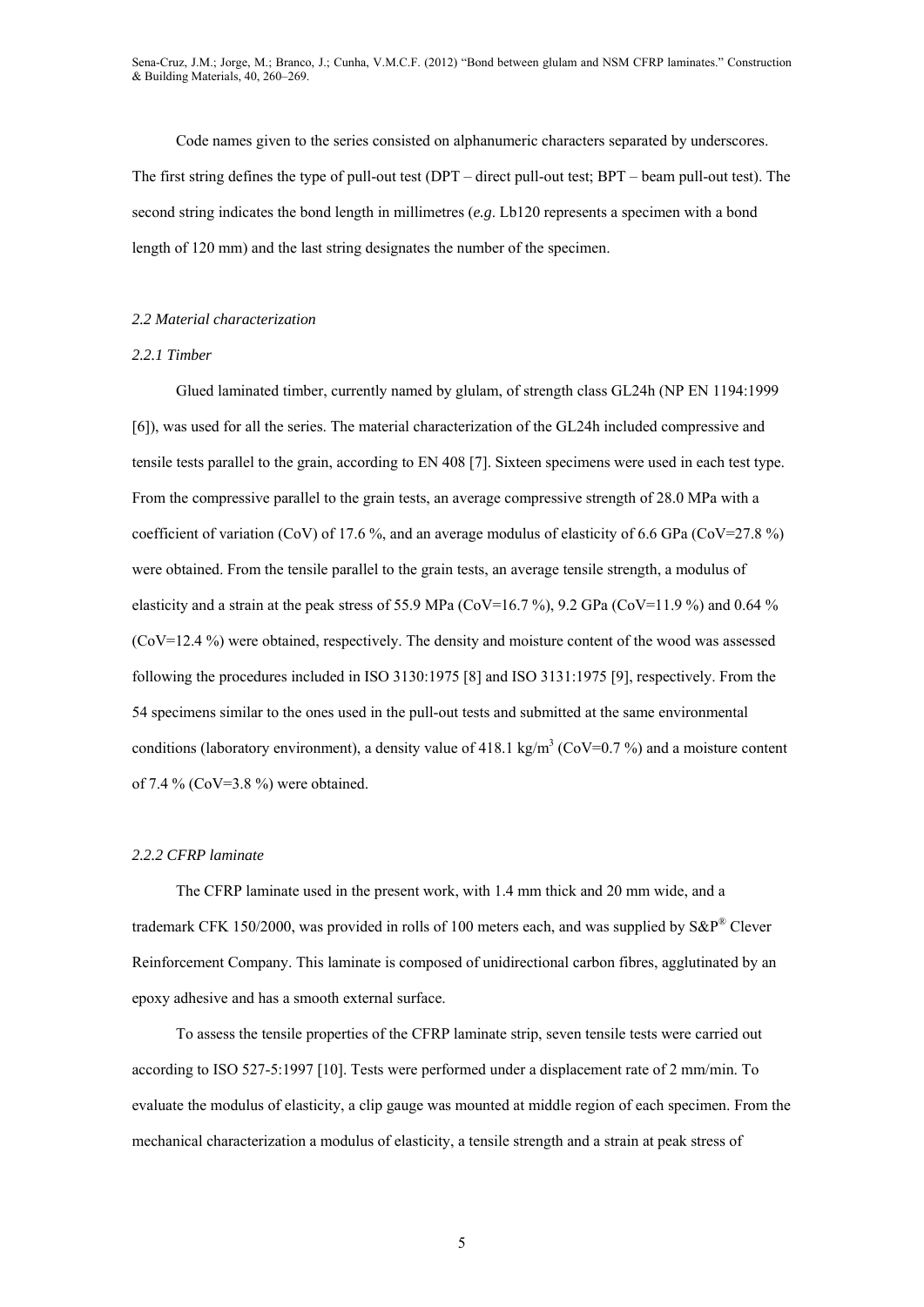Code names given to the series consisted on alphanumeric characters separated by underscores. The first string defines the type of pull-out test (DPT – direct pull-out test; BPT – beam pull-out test). The second string indicates the bond length in millimetres (*e.g*. Lb120 represents a specimen with a bond length of 120 mm) and the last string designates the number of the specimen.

### *2.2 Material characterization*

#### *2.2.1 Timber*

Glued laminated timber, currently named by glulam, of strength class GL24h (NP EN 1194:1999 [6]), was used for all the series. The material characterization of the GL24h included compressive and tensile tests parallel to the grain, according to EN 408 [7]. Sixteen specimens were used in each test type. From the compressive parallel to the grain tests, an average compressive strength of 28.0 MPa with a coefficient of variation (CoV) of 17.6 %, and an average modulus of elasticity of 6.6 GPa (CoV=27.8 %) were obtained. From the tensile parallel to the grain tests, an average tensile strength, a modulus of elasticity and a strain at the peak stress of 55.9 MPa (CoV=16.7 %), 9.2 GPa (CoV=11.9 %) and 0.64 % (CoV=12.4 %) were obtained, respectively. The density and moisture content of the wood was assessed following the procedures included in ISO 3130:1975 [8] and ISO 3131:1975 [9], respectively. From the 54 specimens similar to the ones used in the pull-out tests and submitted at the same environmental conditions (laboratory environment), a density value of 418.1 kg/m$^3$ (CoV=0.7 %) and a moisture content of 7.4 % (CoV=3.8 %) were obtained.

#### *2.2.2 CFRP laminate*

The CFRP laminate used in the present work, with 1.4 mm thick and 20 mm wide, and a trademark CFK 150/2000, was provided in rolls of 100 meters each, and was supplied by S&P® Clever Reinforcement Company. This laminate is composed of unidirectional carbon fibres, agglutinated by an epoxy adhesive and has a smooth external surface.

To assess the tensile properties of the CFRP laminate strip, seven tensile tests were carried out according to ISO 527-5:1997 [10]. Tests were performed under a displacement rate of 2 mm/min. To evaluate the modulus of elasticity, a clip gauge was mounted at middle region of each specimen. From the mechanical characterization a modulus of elasticity, a tensile strength and a strain at peak stress of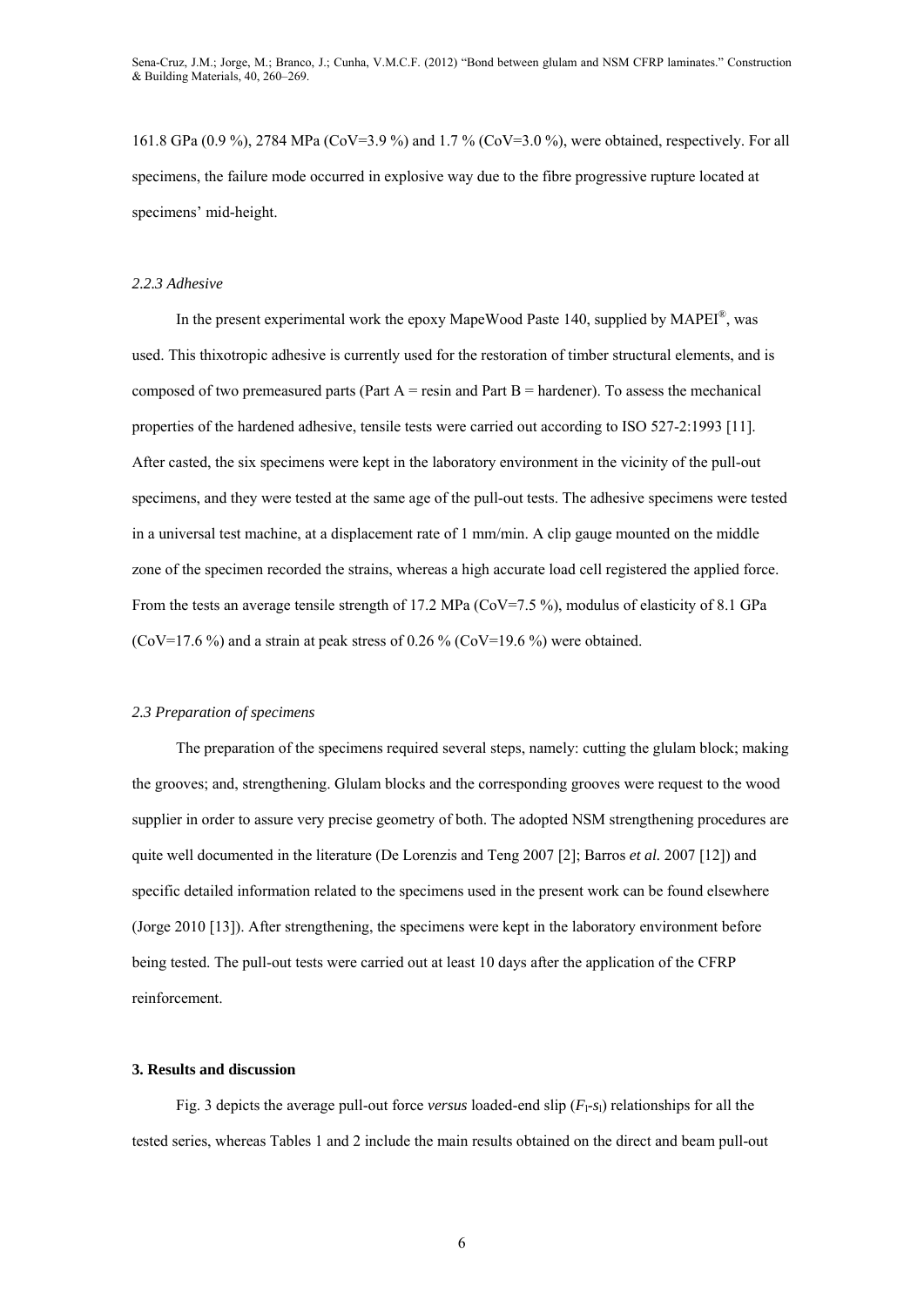161.8 GPa (0.9 %), 2784 MPa (CoV=3.9 %) and 1.7 % (CoV=3.0 %), were obtained, respectively. For all specimens, the failure mode occurred in explosive way due to the fibre progressive rupture located at specimens' mid-height.

### *2.2.3 Adhesive*

In the present experimental work the epoxy MapeWood Paste 140, supplied by MAPEI®, was used. This thixotropic adhesive is currently used for the restoration of timber structural elements, and is composed of two premeasured parts (Part A = resin and Part B = hardener). To assess the mechanical properties of the hardened adhesive, tensile tests were carried out according to ISO 527-2:1993 [11]. After casted, the six specimens were kept in the laboratory environment in the vicinity of the pull-out specimens, and they were tested at the same age of the pull-out tests. The adhesive specimens were tested in a universal test machine, at a displacement rate of 1 mm/min. A clip gauge mounted on the middle zone of the specimen recorded the strains, whereas a high accurate load cell registered the applied force. From the tests an average tensile strength of 17.2 MPa (CoV=7.5 %), modulus of elasticity of 8.1 GPa (CoV=17.6 %) and a strain at peak stress of 0.26 % (CoV=19.6 %) were obtained.

### *2.3 Preparation of specimens*

The preparation of the specimens required several steps, namely: cutting the glulam block; making the grooves; and, strengthening. Glulam blocks and the corresponding grooves were request to the wood supplier in order to assure very precise geometry of both. The adopted NSM strengthening procedures are quite well documented in the literature (De Lorenzis and Teng 2007 [2]; Barros *et al.* 2007 [12]) and specific detailed information related to the specimens used in the present work can be found elsewhere (Jorge 2010 [13]). After strengthening, the specimens were kept in the laboratory environment before being tested. The pull-out tests were carried out at least 10 days after the application of the CFRP reinforcement.

## **3. Results and discussion**

Fig. 3 depicts the average pull-out force *versus* loaded-end slip ($F_l$-$s_l$) relationships for all the tested series, whereas Tables 1 and 2 include the main results obtained on the direct and beam pull-out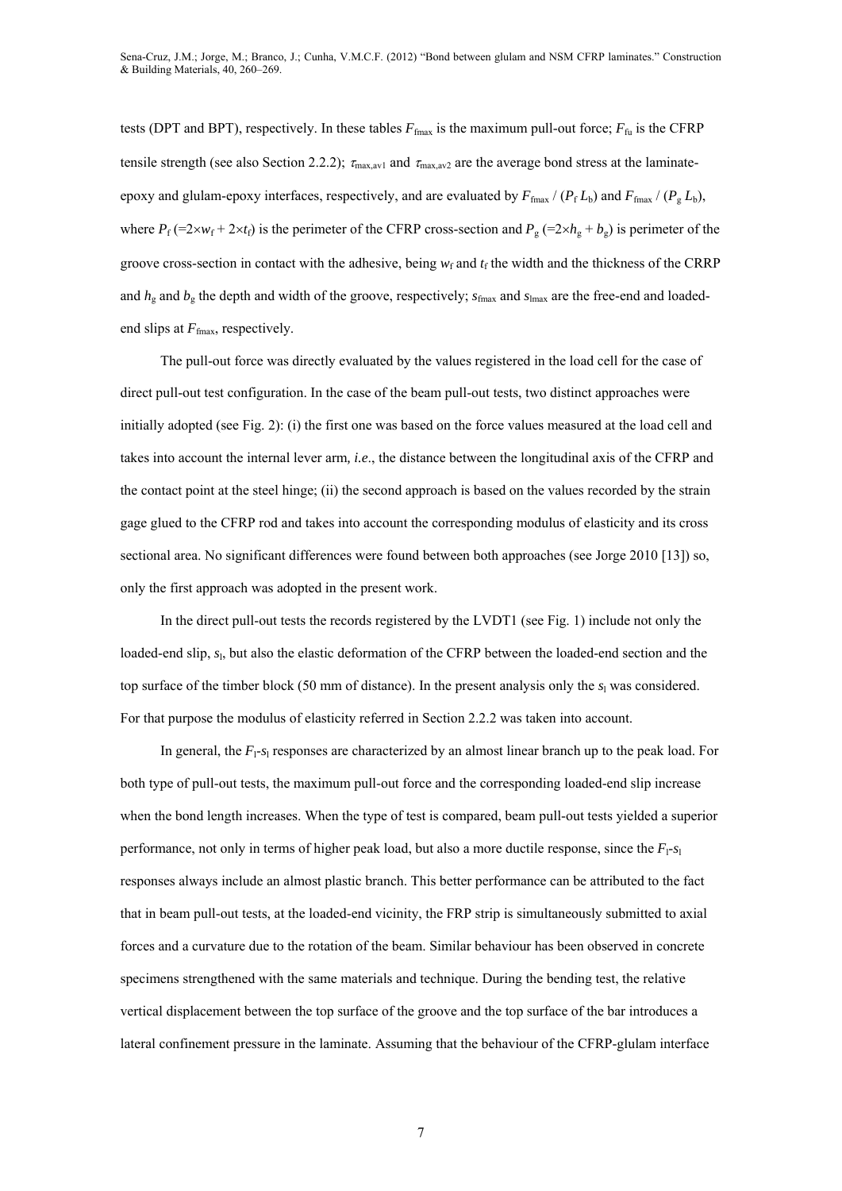tests (DPT and BPT), respectively. In these tables $F_{fmax}$ is the maximum pull-out force; $F_{fu}$ is the CFRP tensile strength (see also Section 2.2.2); $\tau_{max,av1}$ and $\tau_{max,av2}$ are the average bond stress at the laminate-epoxy and glulam-epoxy interfaces, respectively, and are evaluated by $F_{fmax} / (P_f\, L_b)$ and $F_{fmax} / (P_g\, L_b)$, where $P_f$ (=$2\times w_f + 2\times t_f$) is the perimeter of the CFRP cross-section and $P_g$ (=$2\times h_g + b_g$) is perimeter of the groove cross-section in contact with the adhesive, being $w_f$ and $t_f$ the width and the thickness of the CRRP and $h_g$ and $b_g$ the depth and width of the groove, respectively; $s_{fmax}$ and $s_{lmax}$ are the free-end and loaded-end slips at $F_{fmax}$, respectively.

The pull-out force was directly evaluated by the values registered in the load cell for the case of direct pull-out test configuration. In the case of the beam pull-out tests, two distinct approaches were initially adopted (see Fig. 2): (i) the first one was based on the force values measured at the load cell and takes into account the internal lever arm, *i.e*., the distance between the longitudinal axis of the CFRP and the contact point at the steel hinge; (ii) the second approach is based on the values recorded by the strain gage glued to the CFRP rod and takes into account the corresponding modulus of elasticity and its cross sectional area. No significant differences were found between both approaches (see Jorge 2010 [13]) so, only the first approach was adopted in the present work.

In the direct pull-out tests the records registered by the LVDT1 (see Fig. 1) include not only the loaded-end slip, $s_l$, but also the elastic deformation of the CFRP between the loaded-end section and the top surface of the timber block (50 mm of distance). In the present analysis only the $s_l$ was considered. For that purpose the modulus of elasticity referred in Section 2.2.2 was taken into account.

In general, the $F_l$-$s_l$ responses are characterized by an almost linear branch up to the peak load. For both type of pull-out tests, the maximum pull-out force and the corresponding loaded-end slip increase when the bond length increases. When the type of test is compared, beam pull-out tests yielded a superior performance, not only in terms of higher peak load, but also a more ductile response, since the $F_l$-$s_l$ responses always include an almost plastic branch. This better performance can be attributed to the fact that in beam pull-out tests, at the loaded-end vicinity, the FRP strip is simultaneously submitted to axial forces and a curvature due to the rotation of the beam. Similar behaviour has been observed in concrete specimens strengthened with the same materials and technique. During the bending test, the relative vertical displacement between the top surface of the groove and the top surface of the bar introduces a lateral confinement pressure in the laminate. Assuming that the behaviour of the CFRP-glulam interface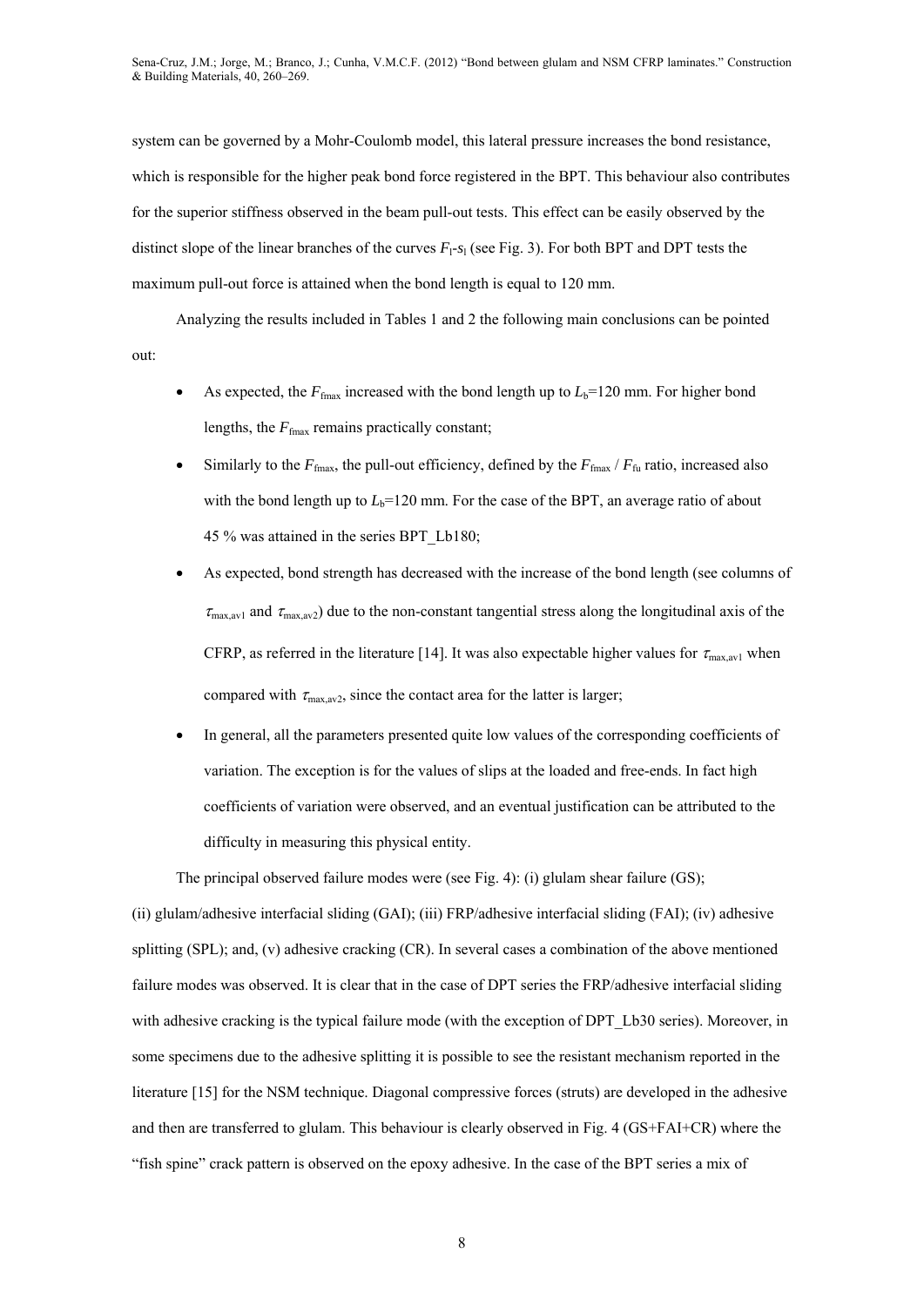system can be governed by a Mohr-Coulomb model, this lateral pressure increases the bond resistance, which is responsible for the higher peak bond force registered in the BPT. This behaviour also contributes for the superior stiffness observed in the beam pull-out tests. This effect can be easily observed by the distinct slope of the linear branches of the curves $F_l$-$s_l$ (see Fig. 3). For both BPT and DPT tests the maximum pull-out force is attained when the bond length is equal to 120 mm.

Analyzing the results included in Tables 1 and 2 the following main conclusions can be pointed out:

- As expected, the $F_{fmax}$ increased with the bond length up to $L_b$=120 mm. For higher bond lengths, the $F_{fmax}$ remains practically constant;
- Similarly to the $F_{fmax}$, the pull-out efficiency, defined by the $F_{fmax}$ / $F_{fu}$ ratio, increased also with the bond length up to $L_b$=120 mm. For the case of the BPT, an average ratio of about 45 % was attained in the series BPT_Lb180;
- As expected, bond strength has decreased with the increase of the bond length (see columns of $\tau_{max,av1}$ and $\tau_{max,av2}$) due to the non-constant tangential stress along the longitudinal axis of the CFRP, as referred in the literature [14]. It was also expectable higher values for $\tau_{max,av1}$ when compared with $\tau_{max,av2}$, since the contact area for the latter is larger;
- In general, all the parameters presented quite low values of the corresponding coefficients of variation. The exception is for the values of slips at the loaded and free-ends. In fact high coefficients of variation were observed, and an eventual justification can be attributed to the difficulty in measuring this physical entity.

The principal observed failure modes were (see Fig. 4): (i) glulam shear failure (GS); (ii) glulam/adhesive interfacial sliding (GAI); (iii) FRP/adhesive interfacial sliding (FAI); (iv) adhesive splitting (SPL); and, (v) adhesive cracking (CR). In several cases a combination of the above mentioned failure modes was observed. It is clear that in the case of DPT series the FRP/adhesive interfacial sliding with adhesive cracking is the typical failure mode (with the exception of DPT_Lb30 series). Moreover, in some specimens due to the adhesive splitting it is possible to see the resistant mechanism reported in the literature [15] for the NSM technique. Diagonal compressive forces (struts) are developed in the adhesive and then are transferred to glulam. This behaviour is clearly observed in Fig. 4 (GS+FAI+CR) where the "fish spine" crack pattern is observed on the epoxy adhesive. In the case of the BPT series a mix of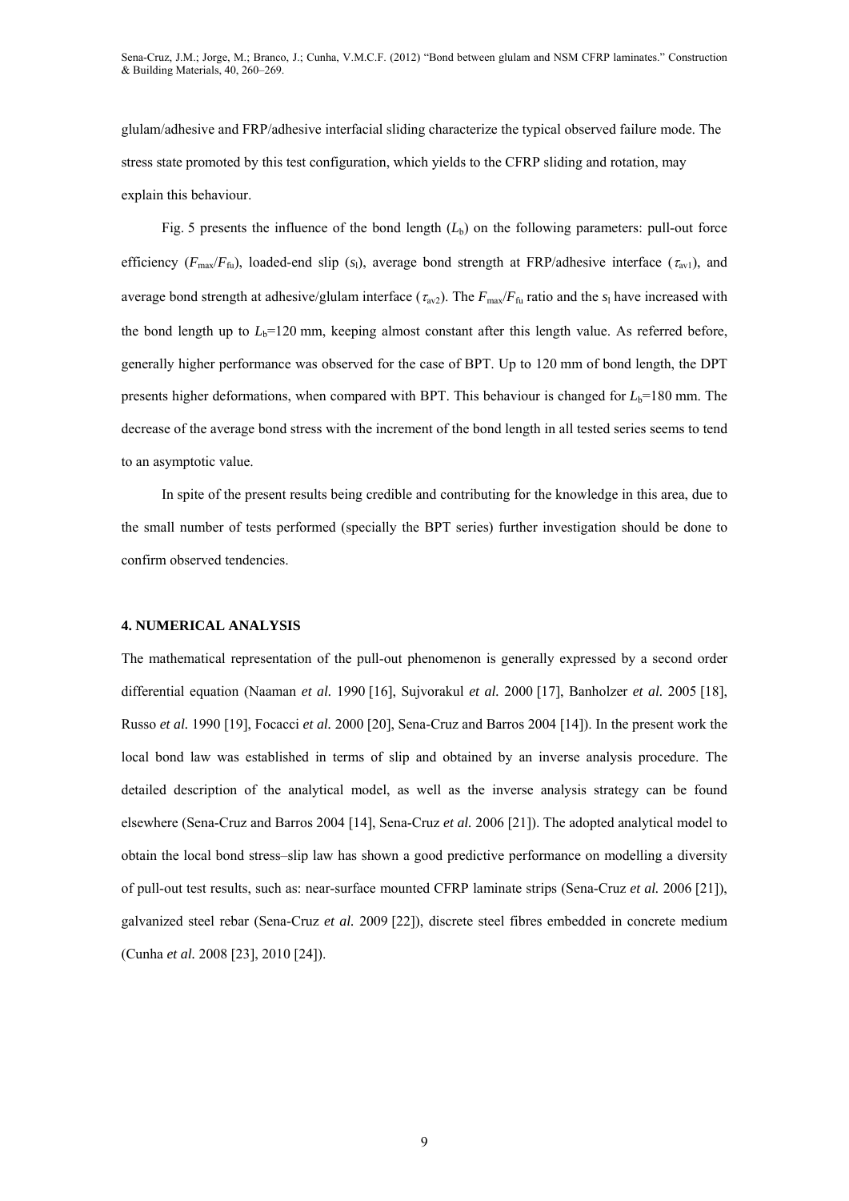glulam/adhesive and FRP/adhesive interfacial sliding characterize the typical observed failure mode. The stress state promoted by this test configuration, which yields to the CFRP sliding and rotation, may explain this behaviour.

Fig. 5 presents the influence of the bond length ($L_b$) on the following parameters: pull-out force efficiency ($F_{max}/F_{fu}$), loaded-end slip ($s_l$), average bond strength at FRP/adhesive interface ($\tau_{av1}$), and average bond strength at adhesive/glulam interface ($\tau_{av2}$). The $F_{max}/F_{fu}$ ratio and the $s_l$ have increased with the bond length up to $L_b$=120 mm, keeping almost constant after this length value. As referred before, generally higher performance was observed for the case of BPT. Up to 120 mm of bond length, the DPT presents higher deformations, when compared with BPT. This behaviour is changed for $L_b$=180 mm. The decrease of the average bond stress with the increment of the bond length in all tested series seems to tend to an asymptotic value.

In spite of the present results being credible and contributing for the knowledge in this area, due to the small number of tests performed (specially the BPT series) further investigation should be done to confirm observed tendencies.

#### 4. NUMERICAL ANALYSIS

The mathematical representation of the pull-out phenomenon is generally expressed by a second order differential equation (Naaman *et al.* 1990 [16], Sujvorakul *et al.* 2000 [17], Banholzer *et al.* 2005 [18], Russo *et al.* 1990 [19], Focacci *et al.* 2000 [20], Sena-Cruz and Barros 2004 [14]). In the present work the local bond law was established in terms of slip and obtained by an inverse analysis procedure. The detailed description of the analytical model, as well as the inverse analysis strategy can be found elsewhere (Sena-Cruz and Barros 2004 [14], Sena-Cruz *et al.* 2006 [21]). The adopted analytical model to obtain the local bond stress–slip law has shown a good predictive performance on modelling a diversity of pull-out test results, such as: near-surface mounted CFRP laminate strips (Sena-Cruz *et al.* 2006 [21]), galvanized steel rebar (Sena-Cruz *et al.* 2009 [22]), discrete steel fibres embedded in concrete medium (Cunha *et al.* 2008 [23], 2010 [24]).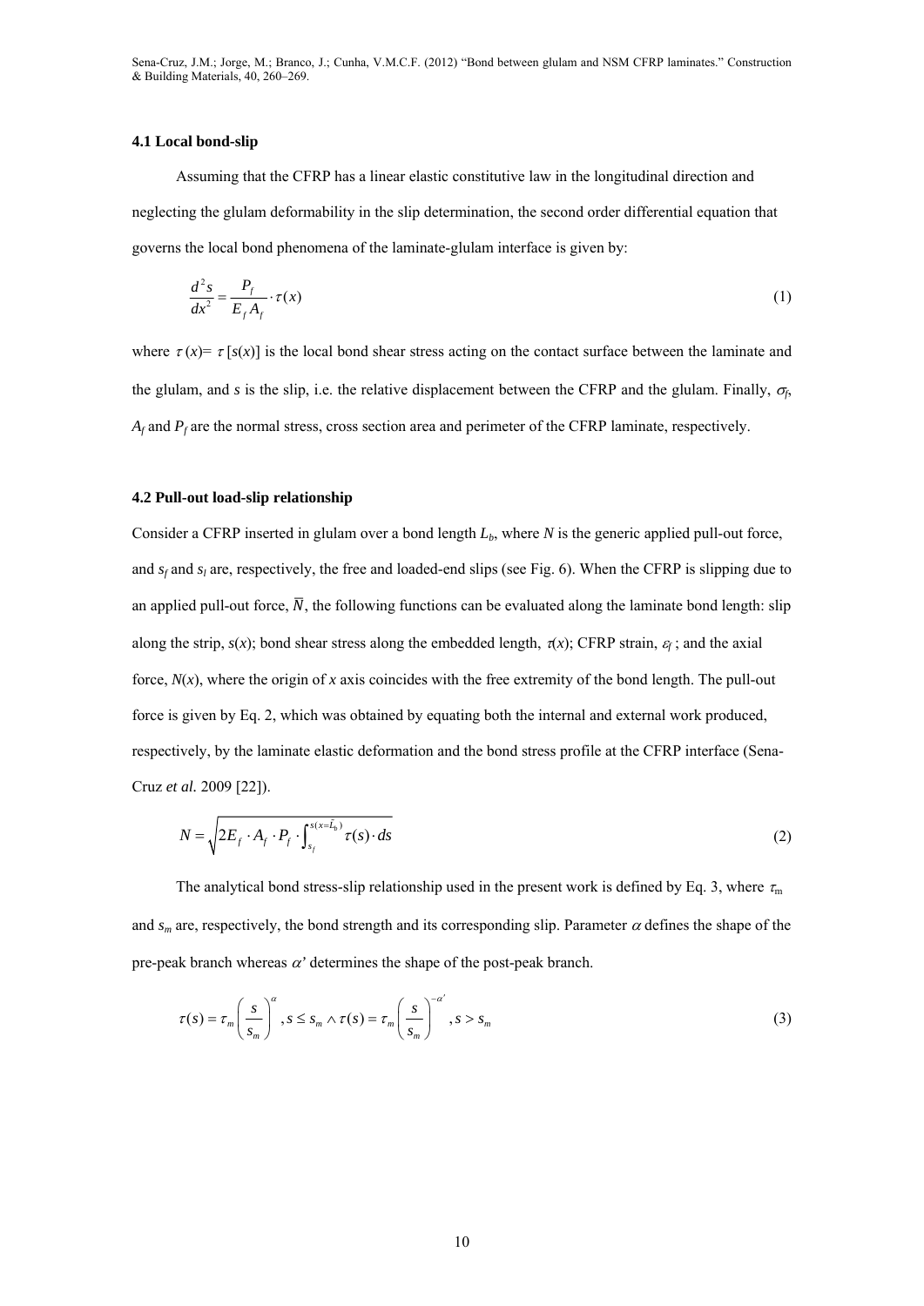### 4.1 Local bond-slip

Assuming that the CFRP has a linear elastic constitutive law in the longitudinal direction and neglecting the glulam deformability in the slip determination, the second order differential equation that governs the local bond phenomena of the laminate-glulam interface is given by:

$$\frac{d^2 s}{dx^2} = \frac{P_f}{E_f A_f} \cdot \tau(x) \tag{1}$$

where $\tau(x)= \tau[s(x)]$ is the local bond shear stress acting on the contact surface between the laminate and the glulam, and $s$ is the slip, i.e. the relative displacement between the CFRP and the glulam. Finally, $\sigma_f$, $A_f$ and $P_f$ are the normal stress, cross section area and perimeter of the CFRP laminate, respectively.

### 4.2 Pull-out load-slip relationship

Consider a CFRP inserted in glulam over a bond length $L_b$, where $N$ is the generic applied pull-out force, and $s_f$ and $s_l$ are, respectively, the free and loaded-end slips (see Fig. 6). When the CFRP is slipping due to an applied pull-out force, $\bar{N}$, the following functions can be evaluated along the laminate bond length: slip along the strip, $s(x)$; bond shear stress along the embedded length, $\tau(x)$; CFRP strain, $\varepsilon_f$; and the axial force, $N(x)$, where the origin of $x$ axis coincides with the free extremity of the bond length. The pull-out force is given by Eq. 2, which was obtained by equating both the internal and external work produced, respectively, by the laminate elastic deformation and the bond stress profile at the CFRP interface (Sena-Cruz *et al.* 2009 [22]).

$$N = \sqrt{2E_f \cdot A_f \cdot P_f \cdot \int_{s_f}^{s(x=\bar{L}_b)} \tau(s) \cdot ds} \tag{2}$$

The analytical bond stress-slip relationship used in the present work is defined by Eq. 3, where $\tau_m$ and $s_m$ are, respectively, the bond strength and its corresponding slip. Parameter $\alpha$ defines the shape of the pre-peak branch whereas $\alpha'$ determines the shape of the post-peak branch.

$$\tau(s) = \tau_m \left( \frac{s}{s_m} \right)^{\alpha}, s \le s_m \wedge \tau(s) = \tau_m \left( \frac{s}{s_m} \right)^{-\alpha'}, s > s_m \tag{3}$$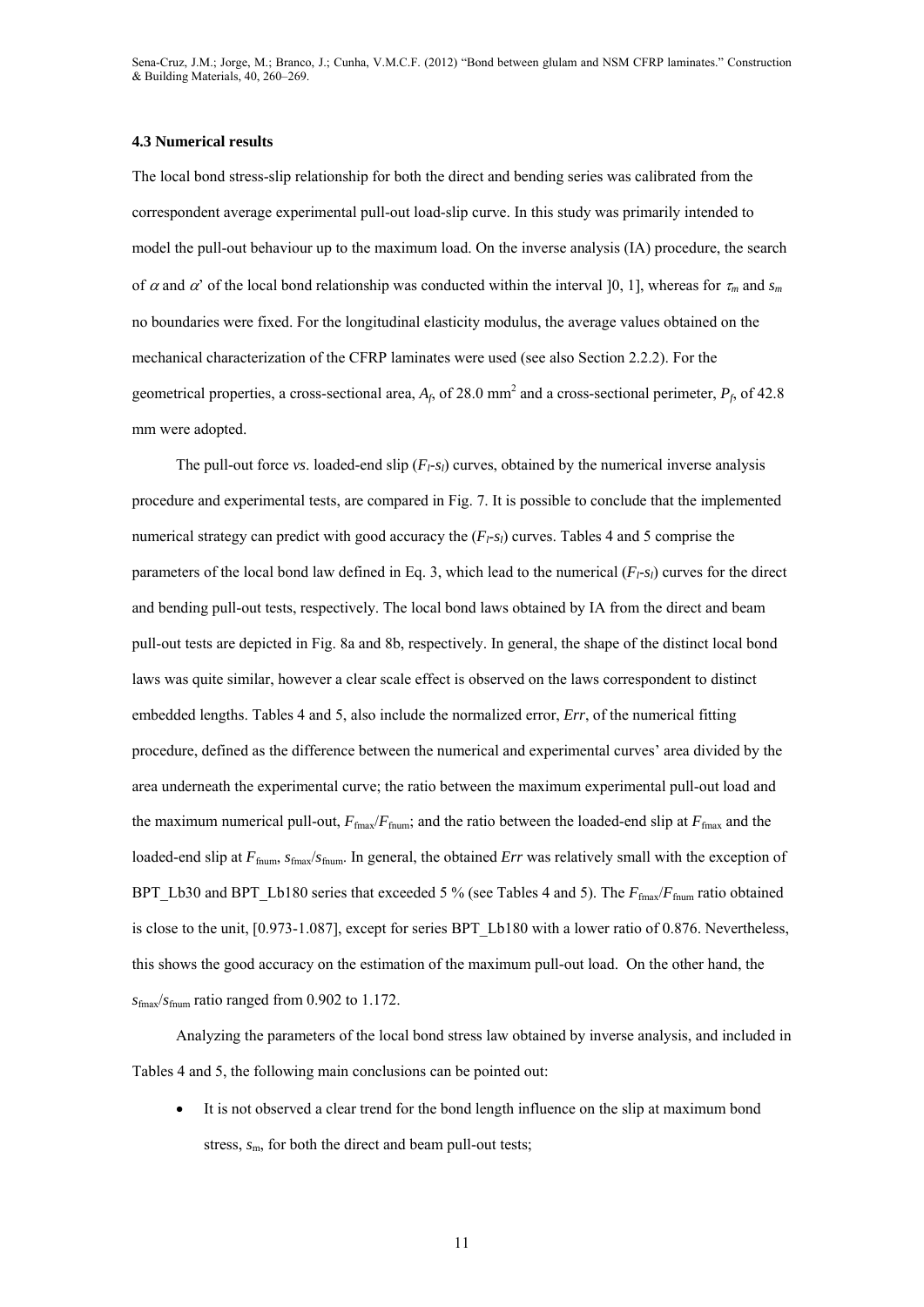### 4.3 Numerical results

The local bond stress-slip relationship for both the direct and bending series was calibrated from the correspondent average experimental pull-out load-slip curve. In this study was primarily intended to model the pull-out behaviour up to the maximum load. On the inverse analysis (IA) procedure, the search of $\alpha$ and $\alpha$' of the local bond relationship was conducted within the interval ]0, 1], whereas for $\tau_m$ and $s_m$ no boundaries were fixed. For the longitudinal elasticity modulus, the average values obtained on the mechanical characterization of the CFRP laminates were used (see also Section 2.2.2). For the geometrical properties, a cross-sectional area, $A_f$, of 28.0 mm$^2$ and a cross-sectional perimeter, $P_f$, of 42.8 mm were adopted.

The pull-out force *vs*. loaded-end slip ($F_l$-$s_l$) curves, obtained by the numerical inverse analysis procedure and experimental tests, are compared in Fig. 7. It is possible to conclude that the implemented numerical strategy can predict with good accuracy the ($F_l$-$s_l$) curves. Tables 4 and 5 comprise the parameters of the local bond law defined in Eq. 3, which lead to the numerical ($F_l$-$s_l$) curves for the direct and bending pull-out tests, respectively. The local bond laws obtained by IA from the direct and beam pull-out tests are depicted in Fig. 8a and 8b, respectively. In general, the shape of the distinct local bond laws was quite similar, however a clear scale effect is observed on the laws correspondent to distinct embedded lengths. Tables 4 and 5, also include the normalized error, *Err*, of the numerical fitting procedure, defined as the difference between the numerical and experimental curves' area divided by the area underneath the experimental curve; the ratio between the maximum experimental pull-out load and the maximum numerical pull-out, $F_{\text{fmax}}/F_{\text{fnum}}$; and the ratio between the loaded-end slip at $F_{\text{fmax}}$ and the loaded-end slip at $F_{\text{fnum}}$, $s_{\text{fmax}}/s_{\text{fnum}}$. In general, the obtained *Err* was relatively small with the exception of BPT_Lb30 and BPT_Lb180 series that exceeded 5 % (see Tables 4 and 5). The $F_{\text{fmax}}/F_{\text{fnum}}$ ratio obtained is close to the unit, [0.973-1.087], except for series BPT_Lb180 with a lower ratio of 0.876. Nevertheless, this shows the good accuracy on the estimation of the maximum pull-out load. On the other hand, the $s_{\text{fmax}}/s_{\text{fnum}}$ ratio ranged from 0.902 to 1.172.

Analyzing the parameters of the local bond stress law obtained by inverse analysis, and included in Tables 4 and 5, the following main conclusions can be pointed out:

- It is not observed a clear trend for the bond length influence on the slip at maximum bond stress, $s_{\text{m}}$, for both the direct and beam pull-out tests;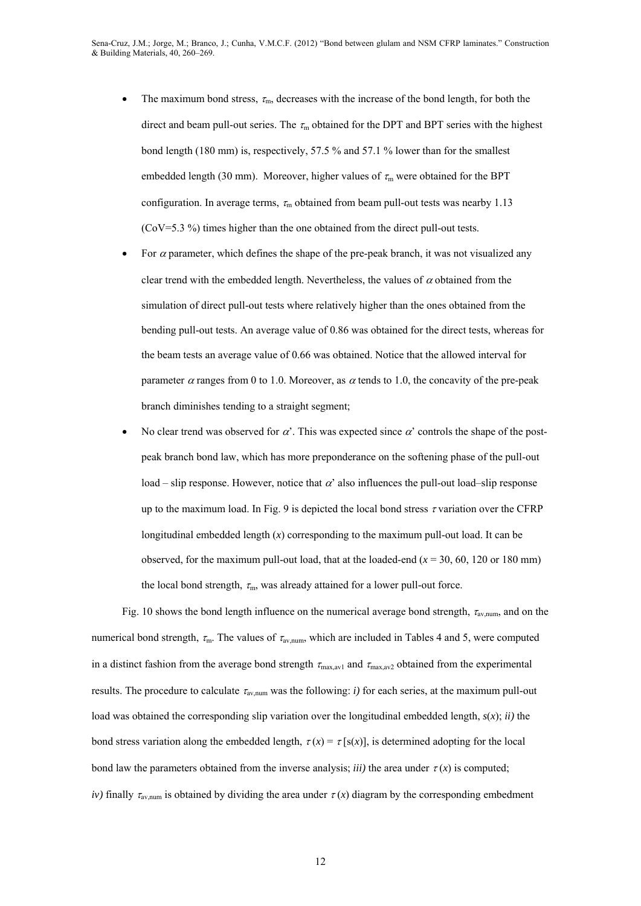- The maximum bond stress, $\tau_m$, decreases with the increase of the bond length, for both the direct and beam pull-out series. The $\tau_m$ obtained for the DPT and BPT series with the highest bond length (180 mm) is, respectively, 57.5 % and 57.1 % lower than for the smallest embedded length (30 mm). Moreover, higher values of $\tau_m$ were obtained for the BPT configuration. In average terms, $\tau_m$ obtained from beam pull-out tests was nearby 1.13 (CoV=5.3 %) times higher than the one obtained from the direct pull-out tests.
- For $\alpha$ parameter, which defines the shape of the pre-peak branch, it was not visualized any clear trend with the embedded length. Nevertheless, the values of $\alpha$ obtained from the simulation of direct pull-out tests where relatively higher than the ones obtained from the bending pull-out tests. An average value of 0.86 was obtained for the direct tests, whereas for the beam tests an average value of 0.66 was obtained. Notice that the allowed interval for parameter $\alpha$ ranges from 0 to 1.0. Moreover, as $\alpha$ tends to 1.0, the concavity of the pre-peak branch diminishes tending to a straight segment;
- No clear trend was observed for $\alpha$'. This was expected since $\alpha$' controls the shape of the post-peak branch bond law, which has more preponderance on the softening phase of the pull-out load – slip response. However, notice that $\alpha$' also influences the pull-out load–slip response up to the maximum load. In Fig. 9 is depicted the local bond stress $\tau$ variation over the CFRP longitudinal embedded length ($x$) corresponding to the maximum pull-out load. It can be observed, for the maximum pull-out load, that at the loaded-end ($x$ = 30, 60, 120 or 180 mm) the local bond strength, $\tau_m$, was already attained for a lower pull-out force.

Fig. 10 shows the bond length influence on the numerical average bond strength, $\tau_{av,num}$, and on the numerical bond strength, $\tau_m$. The values of $\tau_{av,num}$, which are included in Tables 4 and 5, were computed in a distinct fashion from the average bond strength $\tau_{max,av1}$ and $\tau_{max,av2}$ obtained from the experimental results. The procedure to calculate $\tau_{av,num}$ was the following: *i)* for each series, at the maximum pull-out load was obtained the corresponding slip variation over the longitudinal embedded length, $s(x)$; *ii)* the bond stress variation along the embedded length, $\tau(x) = \tau[s(x)]$, is determined adopting for the local bond law the parameters obtained from the inverse analysis; *iii)* the area under $\tau(x)$ is computed; *iv)* finally $\tau_{av,num}$ is obtained by dividing the area under $\tau(x)$ diagram by the corresponding embedment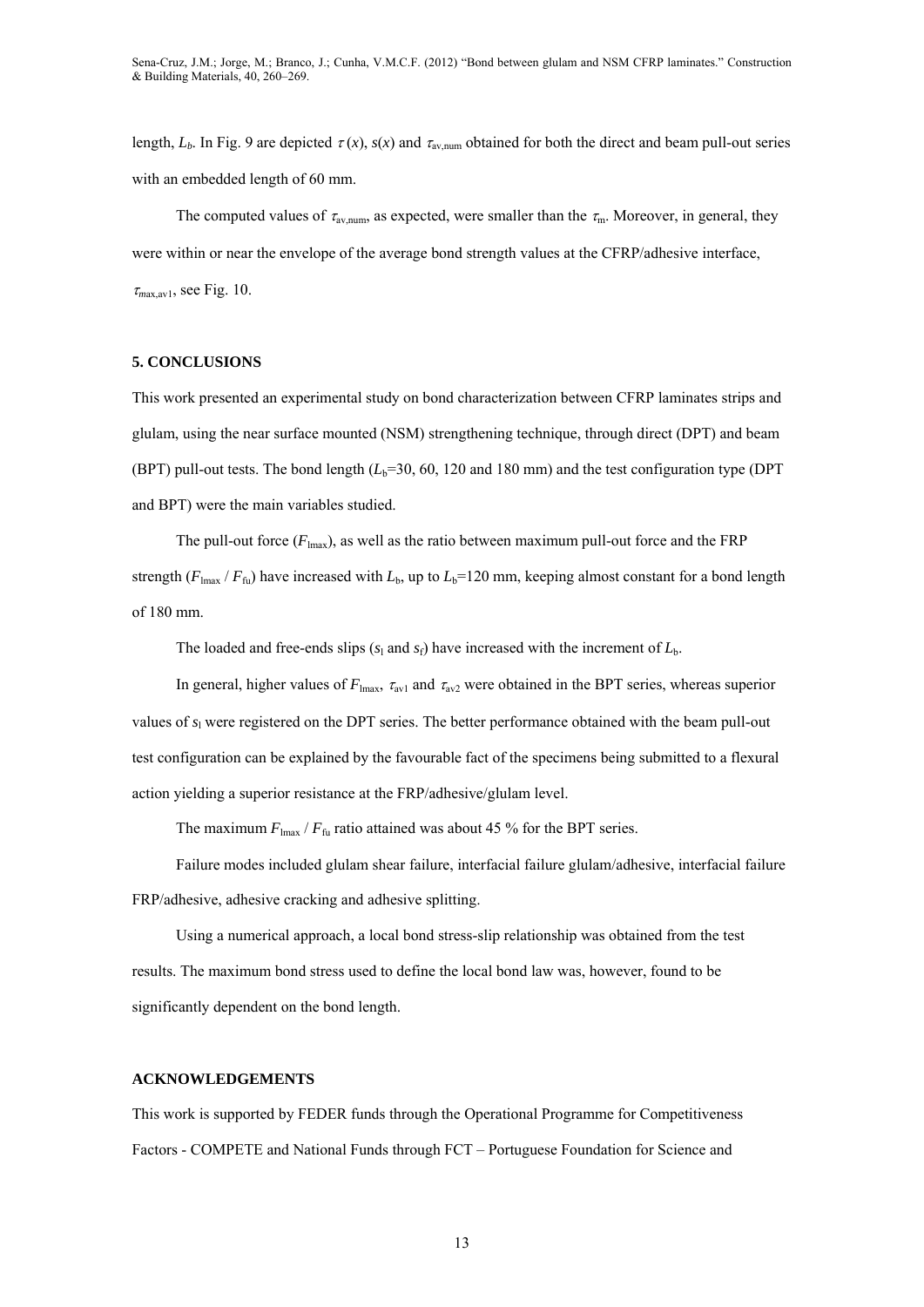length, $L_b$. In Fig. 9 are depicted $\tau(x)$, $s(x)$ and $\tau_{av,num}$ obtained for both the direct and beam pull-out series with an embedded length of 60 mm.

The computed values of $\tau_{av,num}$, as expected, were smaller than the $\tau_m$. Moreover, in general, they were within or near the envelope of the average bond strength values at the CFRP/adhesive interface, $\tau_{max,av1}$, see Fig. 10.

## 5. CONCLUSIONS

This work presented an experimental study on bond characterization between CFRP laminates strips and glulam, using the near surface mounted (NSM) strengthening technique, through direct (DPT) and beam (BPT) pull-out tests. The bond length ($L_b$=30, 60, 120 and 180 mm) and the test configuration type (DPT and BPT) were the main variables studied.

The pull-out force ($F_{lmax}$), as well as the ratio between maximum pull-out force and the FRP strength ($F_{lmax} / F_{fu}$) have increased with $L_b$, up to $L_b$=120 mm, keeping almost constant for a bond length of 180 mm.

The loaded and free-ends slips ($s_l$ and $s_f$) have increased with the increment of $L_b$.

In general, higher values of $F_{lmax}$, $\tau_{av1}$ and $\tau_{av2}$ were obtained in the BPT series, whereas superior values of $s_l$ were registered on the DPT series. The better performance obtained with the beam pull-out test configuration can be explained by the favourable fact of the specimens being submitted to a flexural action yielding a superior resistance at the FRP/adhesive/glulam level.

The maximum $F_{lmax} / F_{fu}$ ratio attained was about 45 % for the BPT series.

Failure modes included glulam shear failure, interfacial failure glulam/adhesive, interfacial failure FRP/adhesive, adhesive cracking and adhesive splitting.

Using a numerical approach, a local bond stress-slip relationship was obtained from the test results. The maximum bond stress used to define the local bond law was, however, found to be significantly dependent on the bond length.

## ACKNOWLEDGEMENTS

This work is supported by FEDER funds through the Operational Programme for Competitiveness Factors - COMPETE and National Funds through FCT – Portuguese Foundation for Science and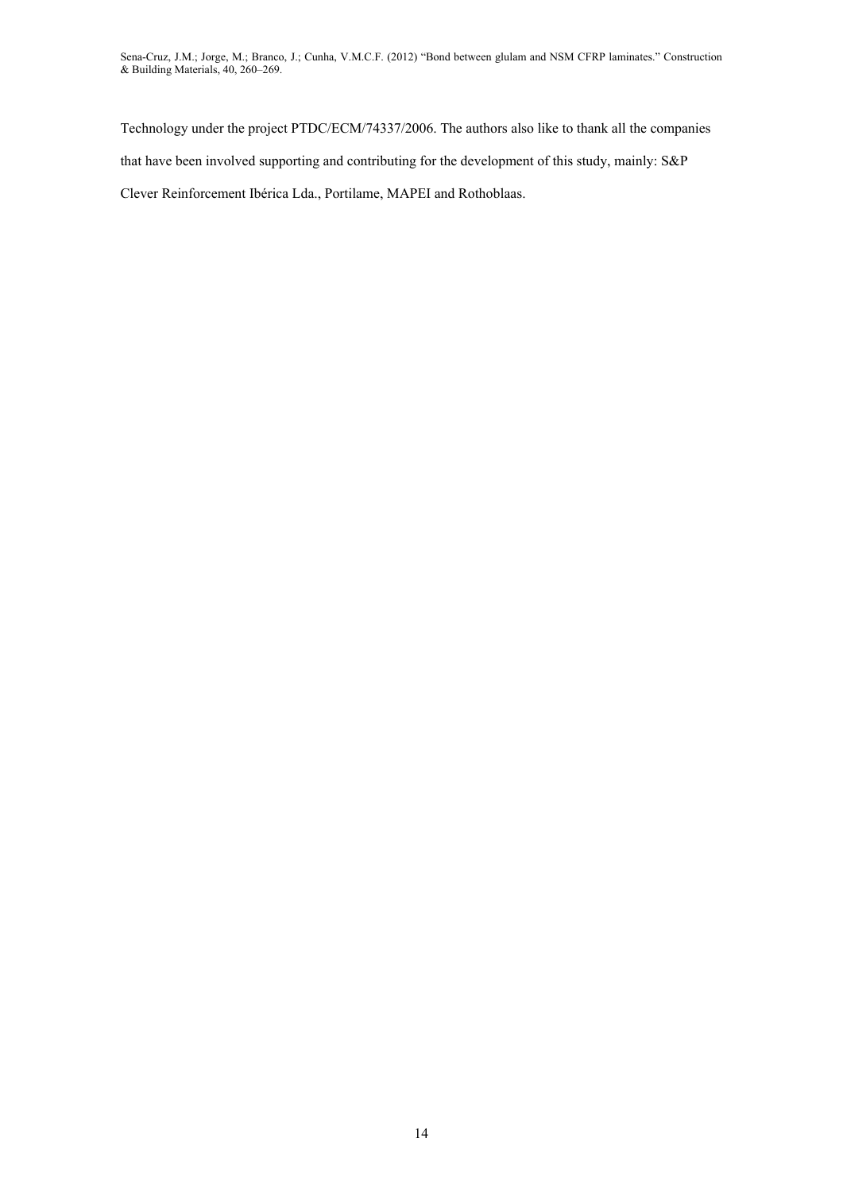Technology under the project PTDC/ECM/74337/2006. The authors also like to thank all the companies that have been involved supporting and contributing for the development of this study, mainly: S&P Clever Reinforcement Ibérica Lda., Portilame, MAPEI and Rothoblaas.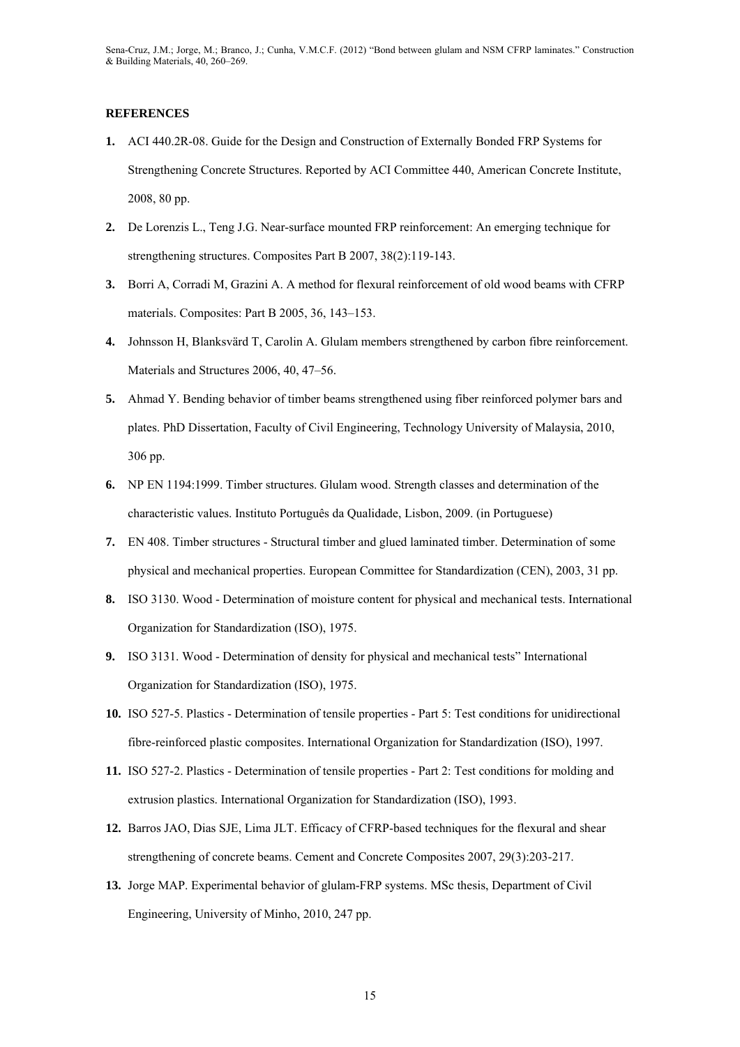**REFERENCES**

1. ACI 440.2R-08. Guide for the Design and Construction of Externally Bonded FRP Systems for Strengthening Concrete Structures. Reported by ACI Committee 440, American Concrete Institute, 2008, 80 pp.
2. De Lorenzis L., Teng J.G. Near-surface mounted FRP reinforcement: An emerging technique for strengthening structures. Composites Part B 2007, 38(2):119-143.
3. Borri A, Corradi M, Grazini A. A method for flexural reinforcement of old wood beams with CFRP materials. Composites: Part B 2005, 36, 143–153.
4. Johnsson H, Blanksvärd T, Carolin A. Glulam members strengthened by carbon fibre reinforcement. Materials and Structures 2006, 40, 47–56.
5. Ahmad Y. Bending behavior of timber beams strengthened using fiber reinforced polymer bars and plates. PhD Dissertation, Faculty of Civil Engineering, Technology University of Malaysia, 2010, 306 pp.
6. NP EN 1194:1999. Timber structures. Glulam wood. Strength classes and determination of the characteristic values. Instituto Português da Qualidade, Lisbon, 2009. (in Portuguese)
7. EN 408. Timber structures - Structural timber and glued laminated timber. Determination of some physical and mechanical properties. European Committee for Standardization (CEN), 2003, 31 pp.
8. ISO 3130. Wood - Determination of moisture content for physical and mechanical tests. International Organization for Standardization (ISO), 1975.
9. ISO 3131. Wood - Determination of density for physical and mechanical tests" International Organization for Standardization (ISO), 1975.
10. ISO 527-5. Plastics - Determination of tensile properties - Part 5: Test conditions for unidirectional fibre-reinforced plastic composites. International Organization for Standardization (ISO), 1997.
11. ISO 527-2. Plastics - Determination of tensile properties - Part 2: Test conditions for molding and extrusion plastics. International Organization for Standardization (ISO), 1993.
12. Barros JAO, Dias SJE, Lima JLT. Efficacy of CFRP-based techniques for the flexural and shear strengthening of concrete beams. Cement and Concrete Composites 2007, 29(3):203-217.
13. Jorge MAP. Experimental behavior of glulam-FRP systems. MSc thesis, Department of Civil Engineering, University of Minho, 2010, 247 pp.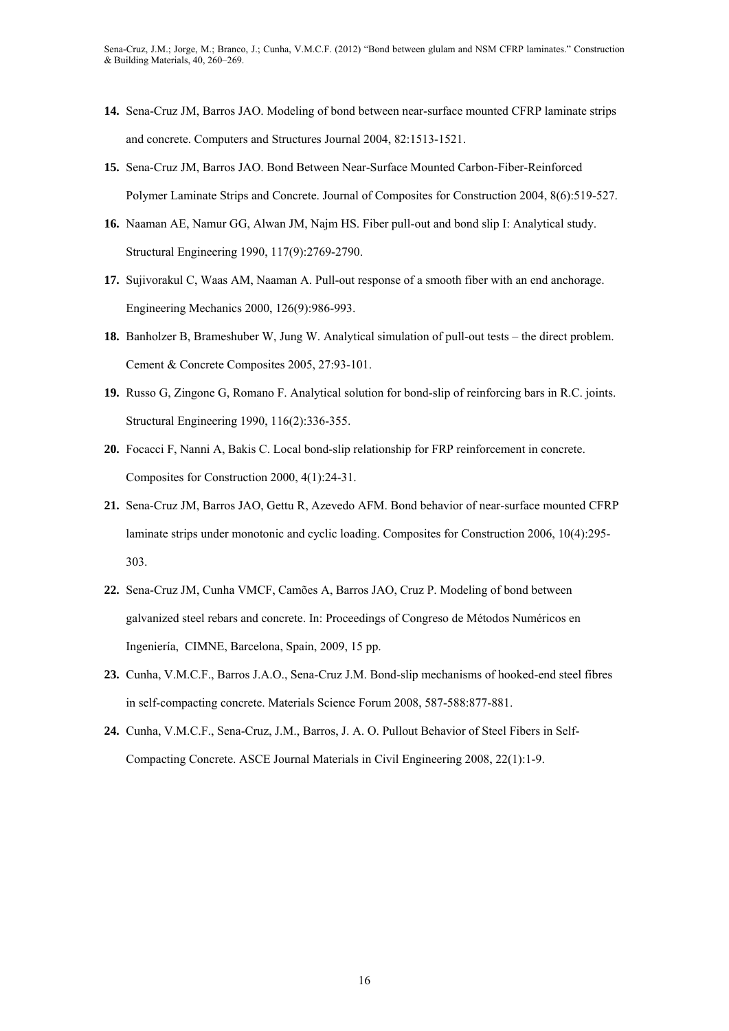14. Sena-Cruz JM, Barros JAO. Modeling of bond between near-surface mounted CFRP laminate strips and concrete. Computers and Structures Journal 2004, 82:1513-1521.
15. Sena-Cruz JM, Barros JAO. Bond Between Near-Surface Mounted Carbon-Fiber-Reinforced Polymer Laminate Strips and Concrete. Journal of Composites for Construction 2004, 8(6):519-527.
16. Naaman AE, Namur GG, Alwan JM, Najm HS. Fiber pull-out and bond slip I: Analytical study. Structural Engineering 1990, 117(9):2769-2790.
17. Sujivorakul C, Waas AM, Naaman A. Pull-out response of a smooth fiber with an end anchorage. Engineering Mechanics 2000, 126(9):986-993.
18. Banholzer B, Brameshuber W, Jung W. Analytical simulation of pull-out tests – the direct problem. Cement & Concrete Composites 2005, 27:93-101.
19. Russo G, Zingone G, Romano F. Analytical solution for bond-slip of reinforcing bars in R.C. joints. Structural Engineering 1990, 116(2):336-355.
20. Focacci F, Nanni A, Bakis C. Local bond-slip relationship for FRP reinforcement in concrete. Composites for Construction 2000, 4(1):24-31.
21. Sena-Cruz JM, Barros JAO, Gettu R, Azevedo AFM. Bond behavior of near-surface mounted CFRP laminate strips under monotonic and cyclic loading. Composites for Construction 2006, 10(4):295-303.
22. Sena-Cruz JM, Cunha VMCF, Camões A, Barros JAO, Cruz P. Modeling of bond between galvanized steel rebars and concrete. In: Proceedings of Congreso de Métodos Numéricos en Ingeniería, CIMNE, Barcelona, Spain, 2009, 15 pp.
23. Cunha, V.M.C.F., Barros J.A.O., Sena-Cruz J.M. Bond-slip mechanisms of hooked-end steel fibres in self-compacting concrete. Materials Science Forum 2008, 587-588:877-881.
24. Cunha, V.M.C.F., Sena-Cruz, J.M., Barros, J. A. O. Pullout Behavior of Steel Fibers in Self-Compacting Concrete. ASCE Journal Materials in Civil Engineering 2008, 22(1):1-9.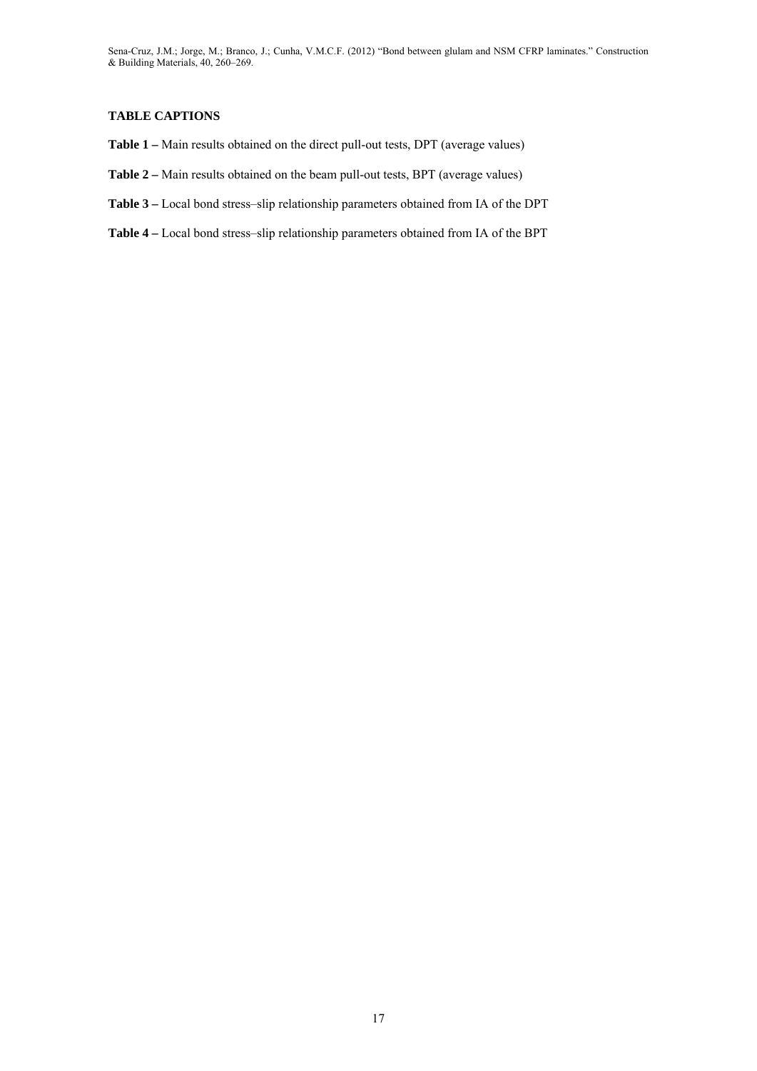**TABLE CAPTIONS**

**Table 1 –** Main results obtained on the direct pull-out tests, DPT (average values)

**Table 2 –** Main results obtained on the beam pull-out tests, BPT (average values)

**Table 3 –** Local bond stress–slip relationship parameters obtained from IA of the DPT

**Table 4 –** Local bond stress–slip relationship parameters obtained from IA of the BPT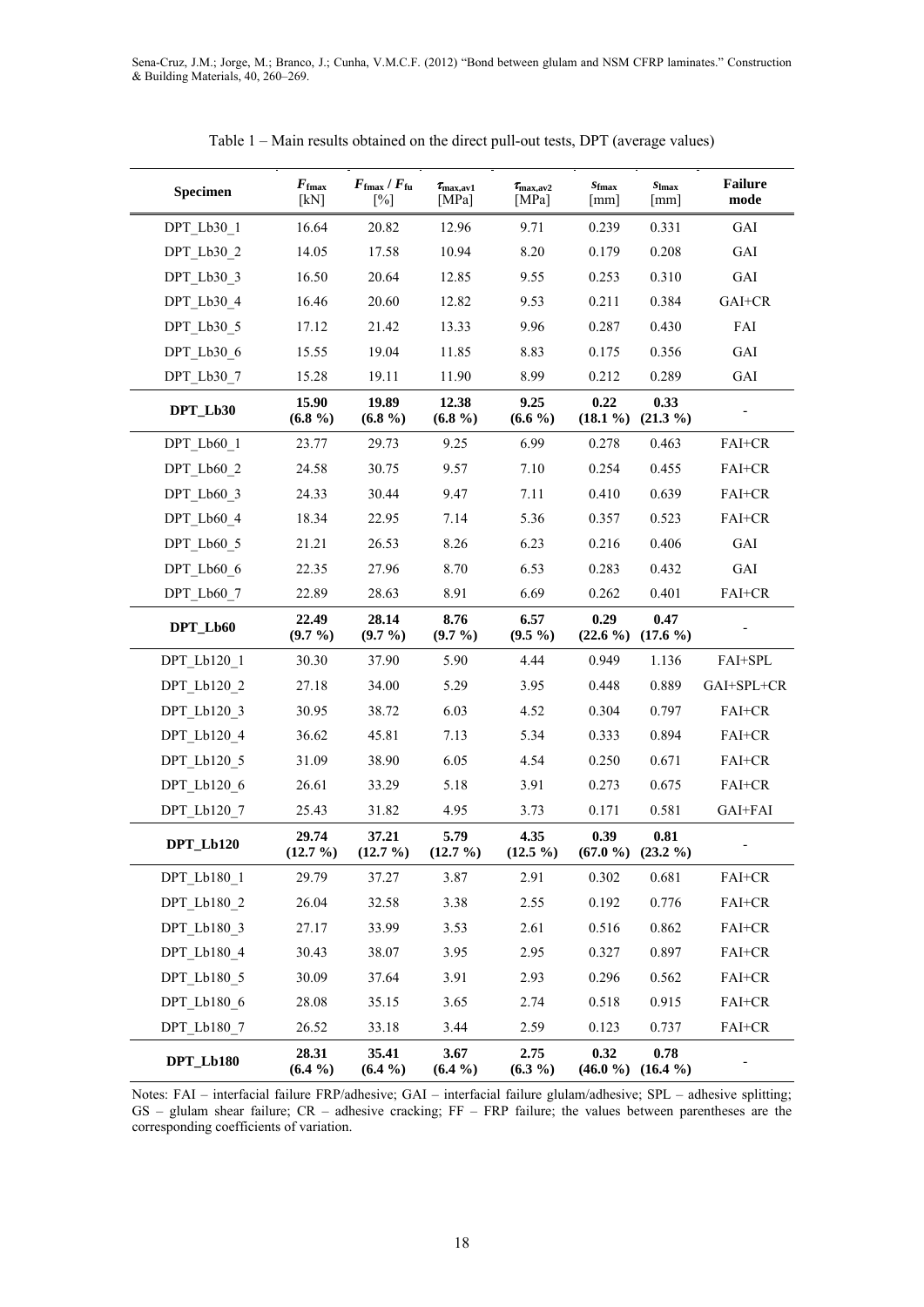Table 1 – Main results obtained on the direct pull-out tests, DPT (average values)

| Specimen | $F_{fmax}$ [kN] | $F_{fmax}$ / $F_{fu}$ [%] | $\tau_{max,av1}$ [MPa] | $\tau_{max,av2}$ [MPa] | $s_{fmax}$ [mm] | $s_{lmax}$ [mm] | Failure mode |
|---|---|---|---|---|---|---|---|
| DPT_Lb30_1 | 16.64 | 20.82 | 12.96 | 9.71 | 0.239 | 0.331 | GAI |
| DPT_Lb30_2 | 14.05 | 17.58 | 10.94 | 8.20 | 0.179 | 0.208 | GAI |
| DPT_Lb30_3 | 16.50 | 20.64 | 12.85 | 9.55 | 0.253 | 0.310 | GAI |
| DPT_Lb30_4 | 16.46 | 20.60 | 12.82 | 9.53 | 0.211 | 0.384 | GAI+CR |
| DPT_Lb30_5 | 17.12 | 21.42 | 13.33 | 9.96 | 0.287 | 0.430 | FAI |
| DPT_Lb30_6 | 15.55 | 19.04 | 11.85 | 8.83 | 0.175 | 0.356 | GAI |
| DPT_Lb30_7 | 15.28 | 19.11 | 11.90 | 8.99 | 0.212 | 0.289 | GAI |
| **DPT_Lb30** | **15.90 (6.8 %)** | **19.89 (6.8 %)** | **12.38 (6.8 %)** | **9.25 (6.6 %)** | **0.22 (18.1 %)** | **0.33 (21.3 %)** | - |
| DPT_Lb60_1 | 23.77 | 29.73 | 9.25 | 6.99 | 0.278 | 0.463 | FAI+CR |
| DPT_Lb60_2 | 24.58 | 30.75 | 9.57 | 7.10 | 0.254 | 0.455 | FAI+CR |
| DPT_Lb60_3 | 24.33 | 30.44 | 9.47 | 7.11 | 0.410 | 0.639 | FAI+CR |
| DPT_Lb60_4 | 18.34 | 22.95 | 7.14 | 5.36 | 0.357 | 0.523 | FAI+CR |
| DPT_Lb60_5 | 21.21 | 26.53 | 8.26 | 6.23 | 0.216 | 0.406 | GAI |
| DPT_Lb60_6 | 22.35 | 27.96 | 8.70 | 6.53 | 0.283 | 0.432 | GAI |
| DPT_Lb60_7 | 22.89 | 28.63 | 8.91 | 6.69 | 0.262 | 0.401 | FAI+CR |
| **DPT_Lb60** | **22.49 (9.7 %)** | **28.14 (9.7 %)** | **8.76 (9.7 %)** | **6.57 (9.5 %)** | **0.29 (22.6 %)** | **0.47 (17.6 %)** | - |
| DPT_Lb120_1 | 30.30 | 37.90 | 5.90 | 4.44 | 0.949 | 1.136 | FAI+SPL |
| DPT_Lb120_2 | 27.18 | 34.00 | 5.29 | 3.95 | 0.448 | 0.889 | GAI+SPL+CR |
| DPT_Lb120_3 | 30.95 | 38.72 | 6.03 | 4.52 | 0.304 | 0.797 | FAI+CR |
| DPT_Lb120_4 | 36.62 | 45.81 | 7.13 | 5.34 | 0.333 | 0.894 | FAI+CR |
| DPT_Lb120_5 | 31.09 | 38.90 | 6.05 | 4.54 | 0.250 | 0.671 | FAI+CR |
| DPT_Lb120_6 | 26.61 | 33.29 | 5.18 | 3.91 | 0.273 | 0.675 | FAI+CR |
| DPT_Lb120_7 | 25.43 | 31.82 | 4.95 | 3.73 | 0.171 | 0.581 | GAI+FAI |
| **DPT_Lb120** | **29.74 (12.7 %)** | **37.21 (12.7 %)** | **5.79 (12.7 %)** | **4.35 (12.5 %)** | **0.39 (67.0 %)** | **0.81 (23.2 %)** | - |
| DPT_Lb180_1 | 29.79 | 37.27 | 3.87 | 2.91 | 0.302 | 0.681 | FAI+CR |
| DPT_Lb180_2 | 26.04 | 32.58 | 3.38 | 2.55 | 0.192 | 0.776 | FAI+CR |
| DPT_Lb180_3 | 27.17 | 33.99 | 3.53 | 2.61 | 0.516 | 0.862 | FAI+CR |
| DPT_Lb180_4 | 30.43 | 38.07 | 3.95 | 2.95 | 0.327 | 0.897 | FAI+CR |
| DPT_Lb180_5 | 30.09 | 37.64 | 3.91 | 2.93 | 0.296 | 0.562 | FAI+CR |
| DPT_Lb180_6 | 28.08 | 35.15 | 3.65 | 2.74 | 0.518 | 0.915 | FAI+CR |
| DPT_Lb180_7 | 26.52 | 33.18 | 3.44 | 2.59 | 0.123 | 0.737 | FAI+CR |
| **DPT_Lb180** | **28.31 (6.4 %)** | **35.41 (6.4 %)** | **3.67 (6.4 %)** | **2.75 (6.3 %)** | **0.32 (46.0 %)** | **0.78 (16.4 %)** | - |

Notes: FAI – interfacial failure FRP/adhesive; GAI – interfacial failure glulam/adhesive; SPL – adhesive splitting; GS – glulam shear failure; CR – adhesive cracking; FF – FRP failure; the values between parentheses are the corresponding coefficients of variation.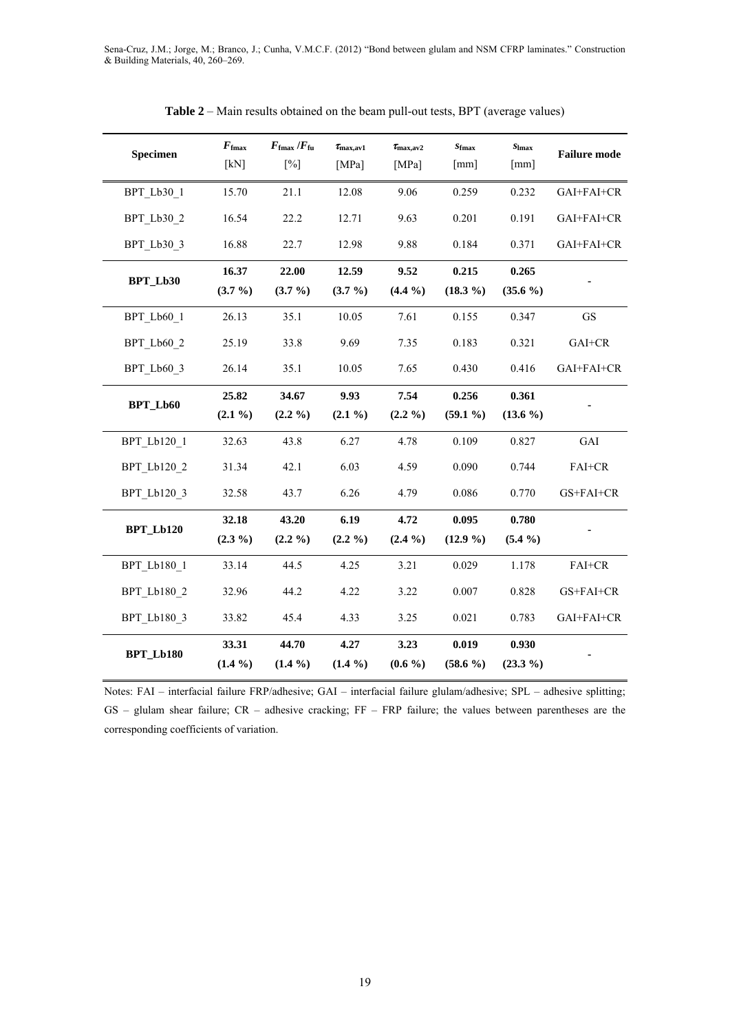**Table 2** – Main results obtained on the beam pull-out tests, BPT (average values)

| Specimen | $F_{fmax}$ [kN] | $F_{fmax}/F_{fu}$ [%] | $\tau_{max,av1}$ [MPa] | $\tau_{max,av2}$ [MPa] | $s_{fmax}$ [mm] | $s_{lmax}$ [mm] | Failure mode |
|---|---|---|---|---|---|---|---|
| BPT_Lb30_1 | 15.70 | 21.1 | 12.08 | 9.06 | 0.259 | 0.232 | GAI+FAI+CR |
| BPT_Lb30_2 | 16.54 | 22.2 | 12.71 | 9.63 | 0.201 | 0.191 | GAI+FAI+CR |
| BPT_Lb30_3 | 16.88 | 22.7 | 12.98 | 9.88 | 0.184 | 0.371 | GAI+FAI+CR |
| **BPT_Lb30** | **16.37 (3.7 %)** | **22.00 (3.7 %)** | **12.59 (3.7 %)** | **9.52 (4.4 %)** | **0.215 (18.3 %)** | **0.265 (35.6 %)** | - |
| BPT_Lb60_1 | 26.13 | 35.1 | 10.05 | 7.61 | 0.155 | 0.347 | GS |
| BPT_Lb60_2 | 25.19 | 33.8 | 9.69 | 7.35 | 0.183 | 0.321 | GAI+CR |
| BPT_Lb60_3 | 26.14 | 35.1 | 10.05 | 7.65 | 0.430 | 0.416 | GAI+FAI+CR |
| **BPT_Lb60** | **25.82 (2.1 %)** | **34.67 (2.2 %)** | **9.93 (2.1 %)** | **7.54 (2.2 %)** | **0.256 (59.1 %)** | **0.361 (13.6 %)** | - |
| BPT_Lb120_1 | 32.63 | 43.8 | 6.27 | 4.78 | 0.109 | 0.827 | GAI |
| BPT_Lb120_2 | 31.34 | 42.1 | 6.03 | 4.59 | 0.090 | 0.744 | FAI+CR |
| BPT_Lb120_3 | 32.58 | 43.7 | 6.26 | 4.79 | 0.086 | 0.770 | GS+FAI+CR |
| **BPT_Lb120** | **32.18 (2.3 %)** | **43.20 (2.2 %)** | **6.19 (2.2 %)** | **4.72 (2.4 %)** | **0.095 (12.9 %)** | **0.780 (5.4 %)** | - |
| BPT_Lb180_1 | 33.14 | 44.5 | 4.25 | 3.21 | 0.029 | 1.178 | FAI+CR |
| BPT_Lb180_2 | 32.96 | 44.2 | 4.22 | 3.22 | 0.007 | 0.828 | GS+FAI+CR |
| BPT_Lb180_3 | 33.82 | 45.4 | 4.33 | 3.25 | 0.021 | 0.783 | GAI+FAI+CR |
| **BPT_Lb180** | **33.31 (1.4 %)** | **44.70 (1.4 %)** | **4.27 (1.4 %)** | **3.23 (0.6 %)** | **0.019 (58.6 %)** | **0.930 (23.3 %)** | - |

Notes: FAI – interfacial failure FRP/adhesive; GAI – interfacial failure glulam/adhesive; SPL – adhesive splitting; GS – glulam shear failure; CR – adhesive cracking; FF – FRP failure; the values between parentheses are the corresponding coefficients of variation.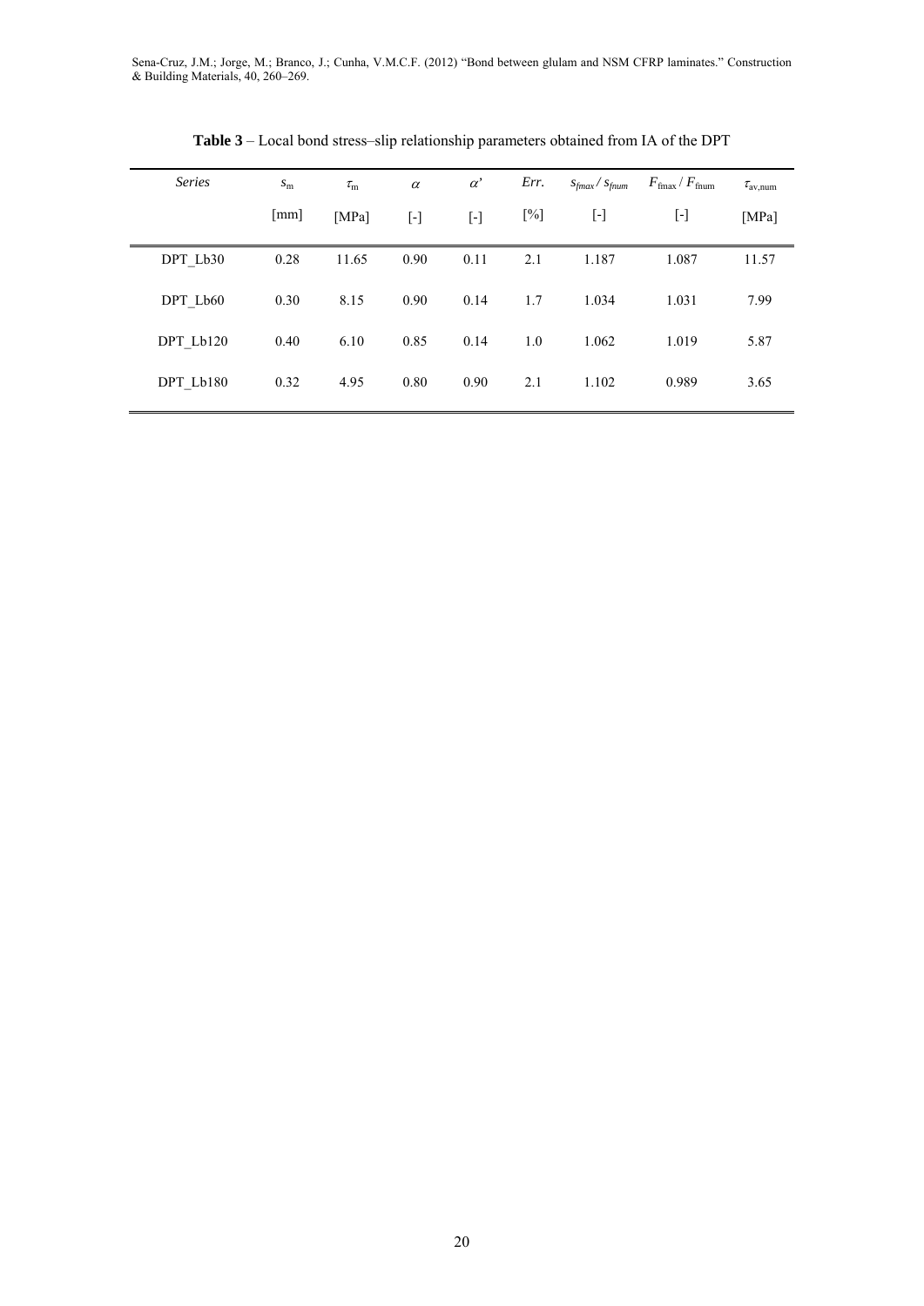**Table 3** – Local bond stress–slip relationship parameters obtained from IA of the DPT

| *Series* | $s_{\mathrm{m}}$ [mm] | $\tau_{\mathrm{m}}$ [MPa] | $\alpha$ [-] | $\alpha$' [-] | *Err.* [%] | $s_{fmax} / s_{fnum}$ [-] | $F_{\mathrm{fmax}} / F_{\mathrm{fnum}}$ [-] | $\tau_{\mathrm{av,num}}$ [MPa] |
|---|---|---|---|---|---|---|---|---|
| DPT_Lb30 | 0.28 | 11.65 | 0.90 | 0.11 | 2.1 | 1.187 | 1.087 | 11.57 |
| DPT_Lb60 | 0.30 | 8.15 | 0.90 | 0.14 | 1.7 | 1.034 | 1.031 | 7.99 |
| DPT_Lb120 | 0.40 | 6.10 | 0.85 | 0.14 | 1.0 | 1.062 | 1.019 | 5.87 |
| DPT_Lb180 | 0.32 | 4.95 | 0.80 | 0.90 | 2.1 | 1.102 | 0.989 | 3.65 |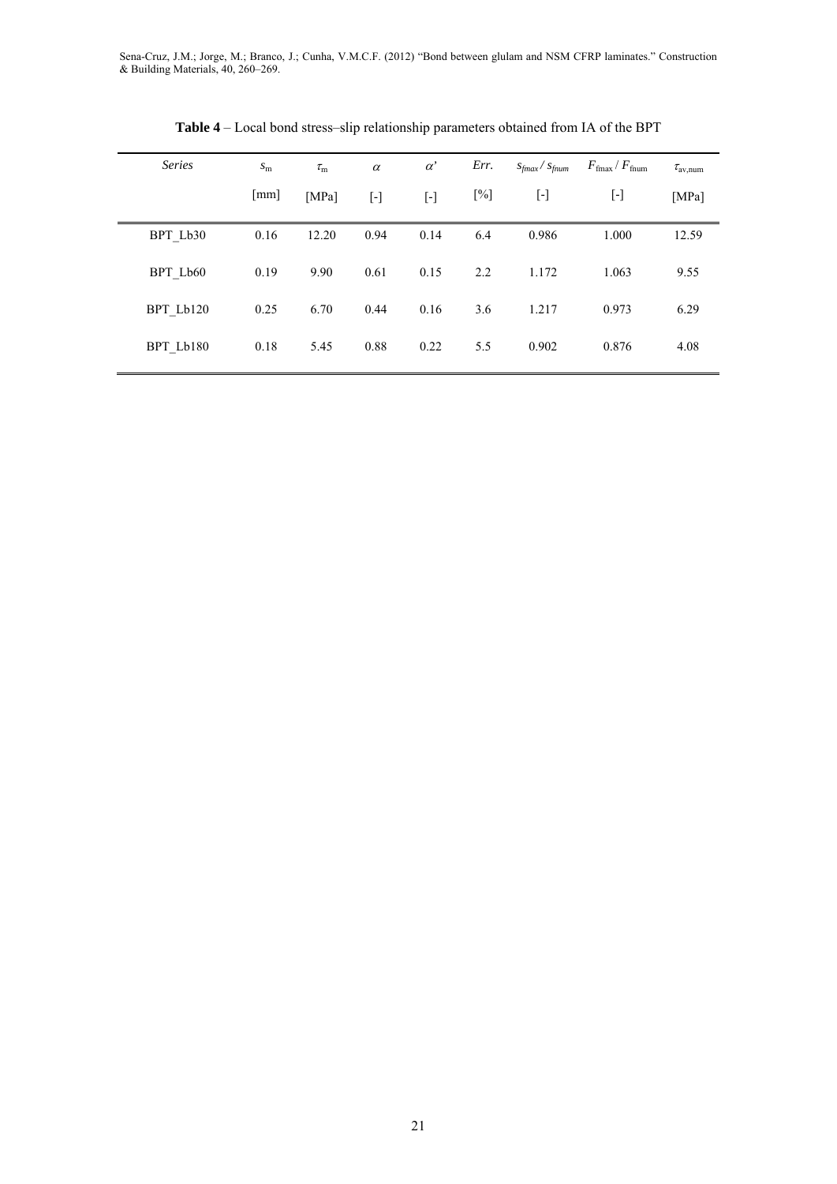**Table 4** – Local bond stress–slip relationship parameters obtained from IA of the BPT

| *Series* | $s_{\mathrm{m}}$ [mm] | $\tau_{\mathrm{m}}$ [MPa] | $\alpha$ [-] | $\alpha'$ [-] | *Err.* [%] | $s_{fmax} / s_{fnum}$ [-] | $F_{\mathrm{fmax}} / F_{\mathrm{fnum}}$ [-] | $\tau_{\mathrm{av,num}}$ [MPa] |
|---|---|---|---|---|---|---|---|---|
| BPT_Lb30 | 0.16 | 12.20 | 0.94 | 0.14 | 6.4 | 0.986 | 1.000 | 12.59 |
| BPT_Lb60 | 0.19 | 9.90 | 0.61 | 0.15 | 2.2 | 1.172 | 1.063 | 9.55 |
| BPT_Lb120 | 0.25 | 6.70 | 0.44 | 0.16 | 3.6 | 1.217 | 0.973 | 6.29 |
| BPT_Lb180 | 0.18 | 5.45 | 0.88 | 0.22 | 5.5 | 0.902 | 0.876 | 4.08 |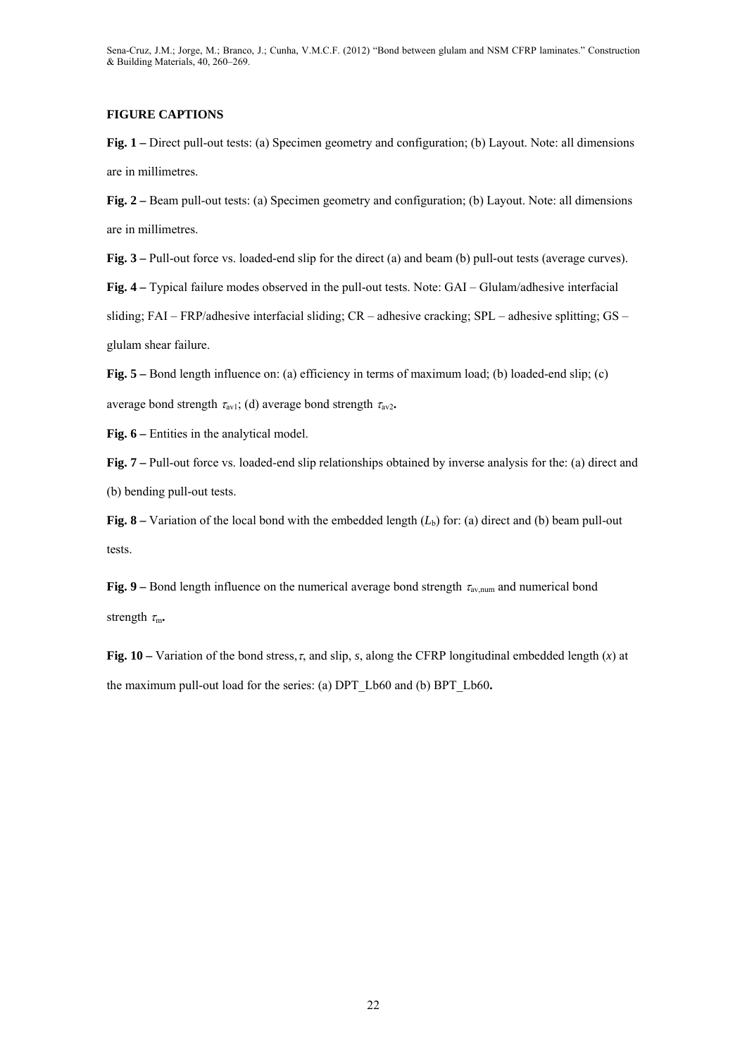## FIGURE CAPTIONS

**Fig. 1 –** Direct pull-out tests: (a) Specimen geometry and configuration; (b) Layout. Note: all dimensions are in millimetres.

**Fig. 2 –** Beam pull-out tests: (a) Specimen geometry and configuration; (b) Layout. Note: all dimensions are in millimetres.

**Fig. 3 –** Pull-out force vs. loaded-end slip for the direct (a) and beam (b) pull-out tests (average curves).

**Fig. 4 –** Typical failure modes observed in the pull-out tests. Note: GAI – Glulam/adhesive interfacial sliding; FAI – FRP/adhesive interfacial sliding; CR – adhesive cracking; SPL – adhesive splitting; GS – glulam shear failure.

**Fig. 5 –** Bond length influence on: (a) efficiency in terms of maximum load; (b) loaded-end slip; (c) average bond strength $\tau_{av1}$; (d) average bond strength $\tau_{av2}$.

**Fig. 6 –** Entities in the analytical model.

**Fig. 7 –** Pull-out force vs. loaded-end slip relationships obtained by inverse analysis for the: (a) direct and (b) bending pull-out tests.

**Fig. 8 –** Variation of the local bond with the embedded length ($L_b$) for: (a) direct and (b) beam pull-out tests.

**Fig. 9 –** Bond length influence on the numerical average bond strength $\tau_{av,num}$ and numerical bond strength $\tau_m$.

**Fig. 10 –** Variation of the bond stress, $\tau$, and slip, $s$, along the CFRP longitudinal embedded length ($x$) at the maximum pull-out load for the series: (a) DPT_Lb60 and (b) BPT_Lb60.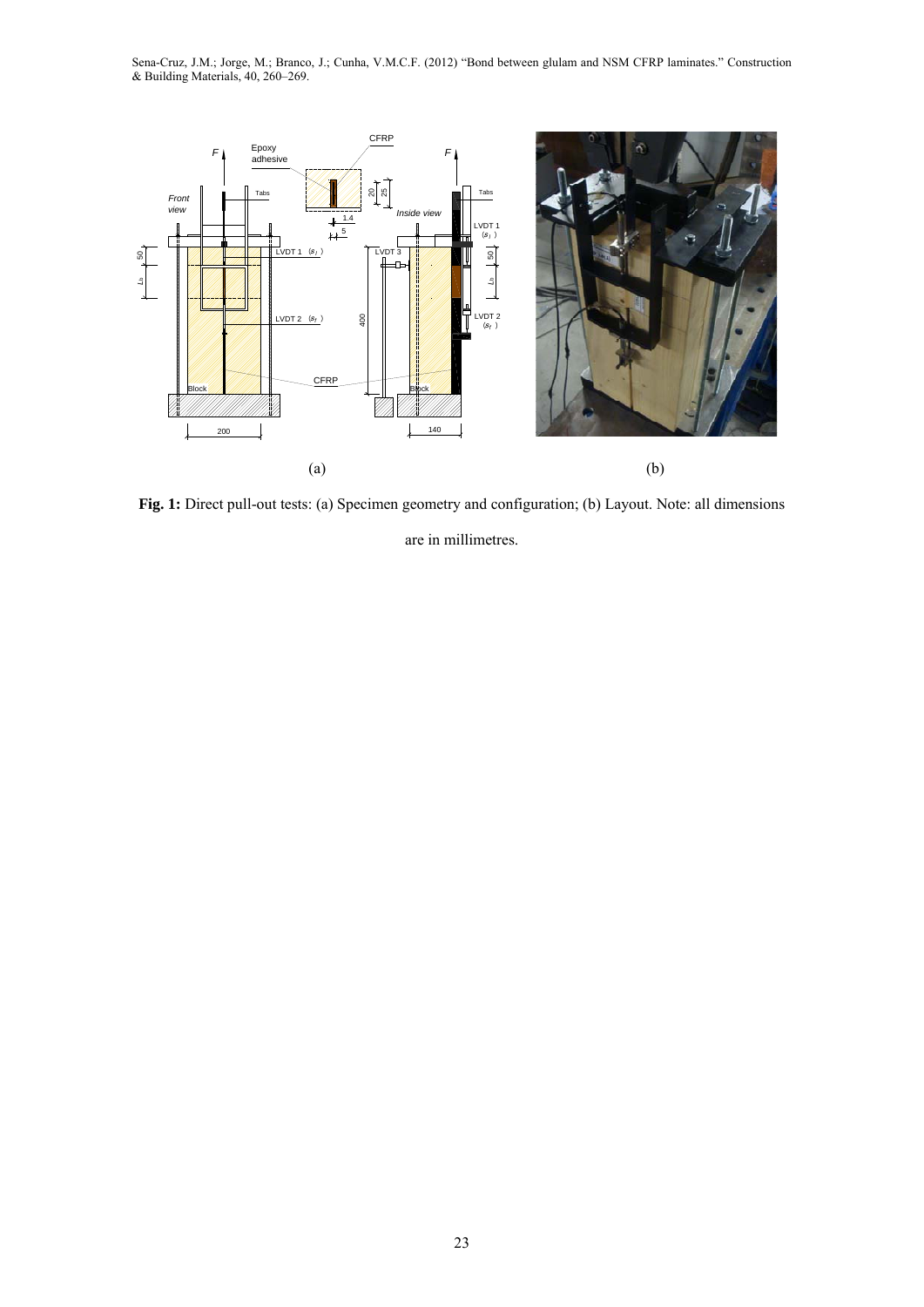(a)

(b)

**Fig. 1:** Direct pull-out tests: (a) Specimen geometry and configuration; (b) Layout. Note: all dimensions are in millimetres.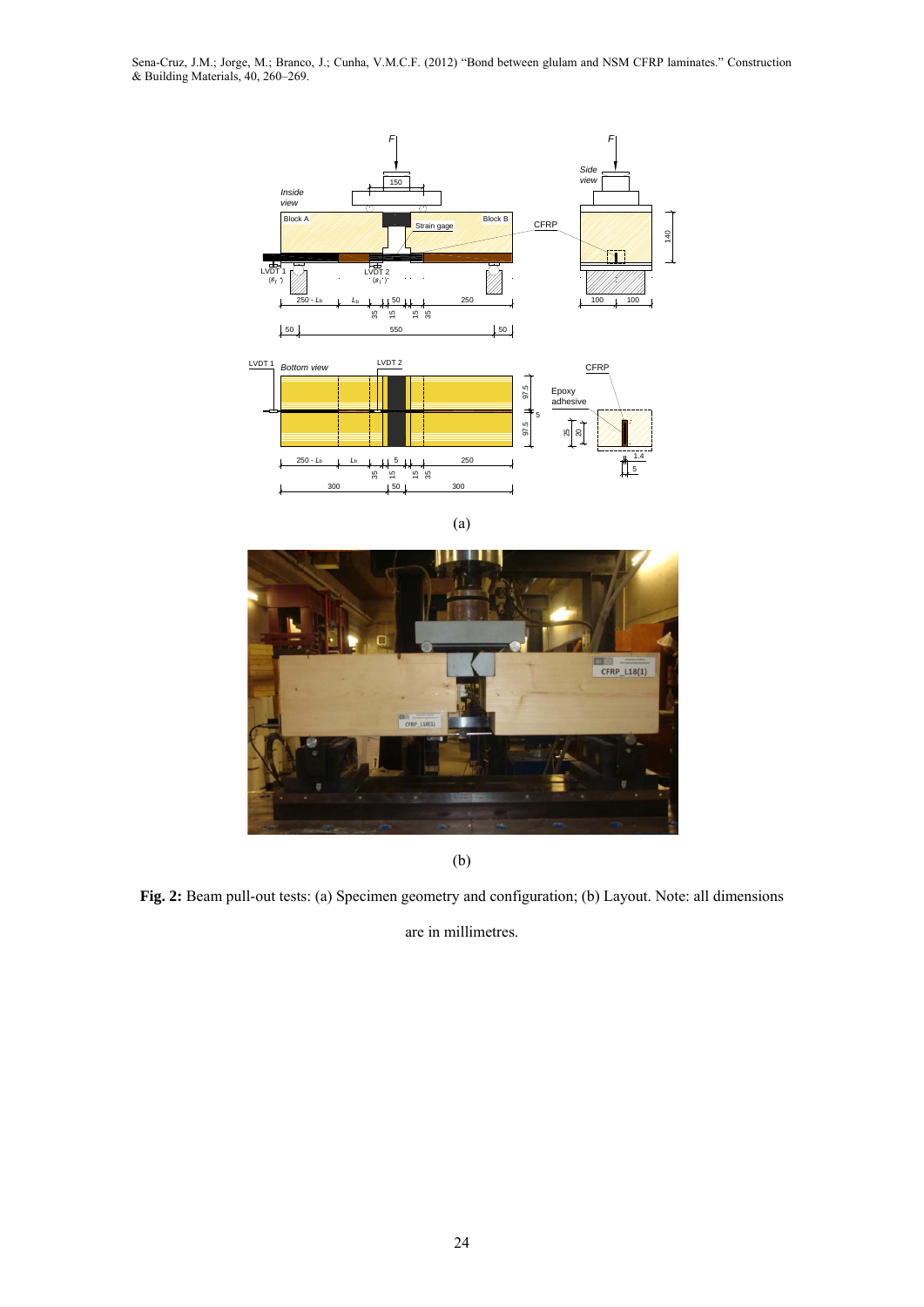(a)

(b)

**Fig. 2:** Beam pull-out tests: (a) Specimen geometry and configuration; (b) Layout. Note: all dimensions are in millimetres.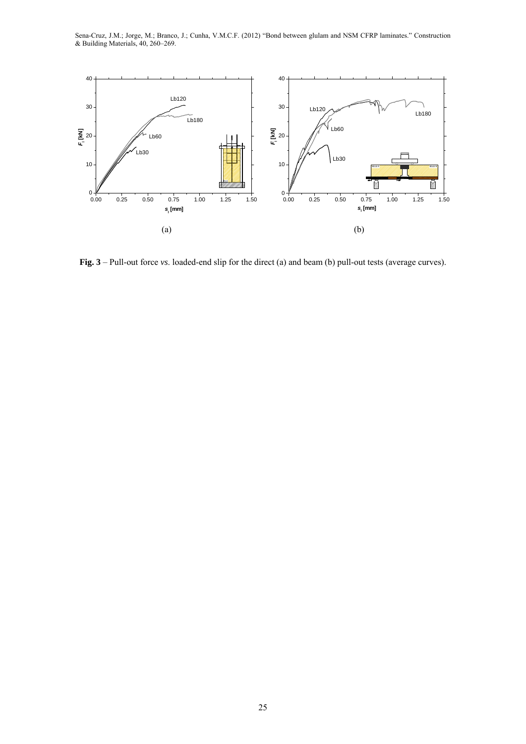**Fig. 3** – Pull-out force *vs.* loaded-end slip for the direct (a) and beam (b) pull-out tests (average curves).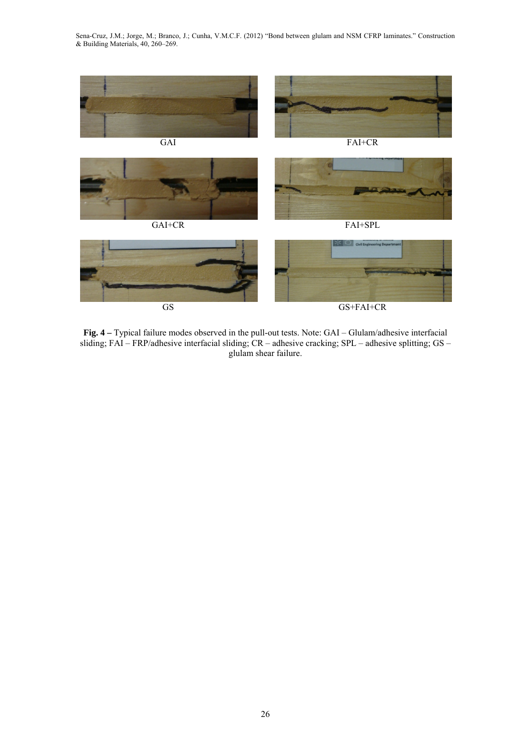GAI

FAI+CR

GAI+CR

FAI+SPL

GS

GS+FAI+CR

**Fig. 4 –** Typical failure modes observed in the pull-out tests. Note: GAI – Glulam/adhesive interfacial sliding; FAI – FRP/adhesive interfacial sliding; CR – adhesive cracking; SPL – adhesive splitting; GS – glulam shear failure.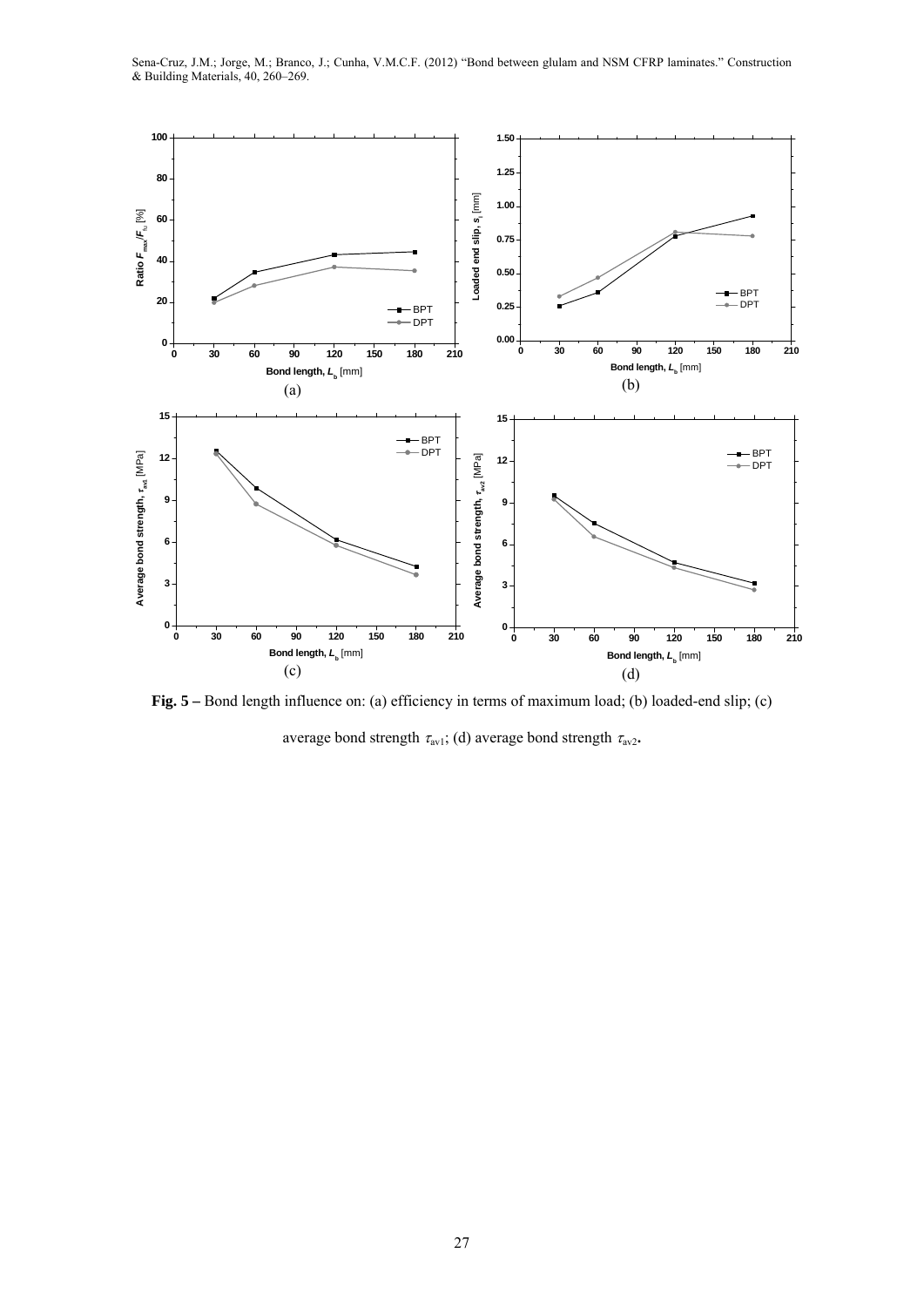**Fig. 5 –** Bond length influence on: (a) efficiency in terms of maximum load; (b) loaded-end slip; (c) average bond strength $\tau_{av1}$; (d) average bond strength $\tau_{av2}$.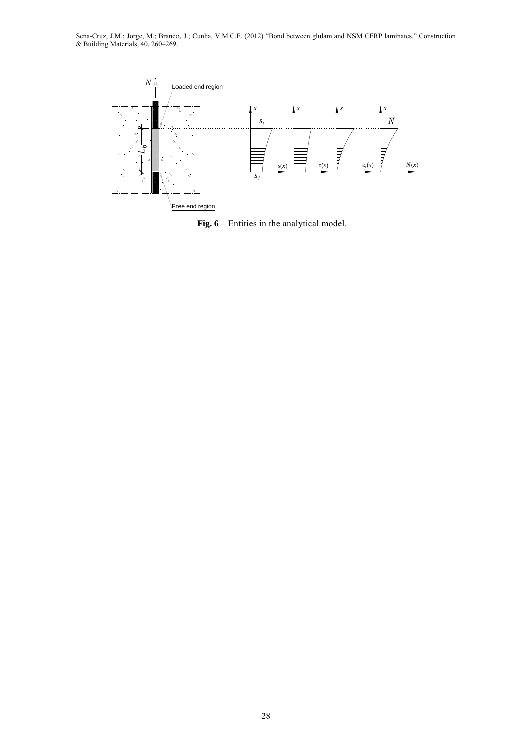**Fig. 6** – Entities in the analytical model.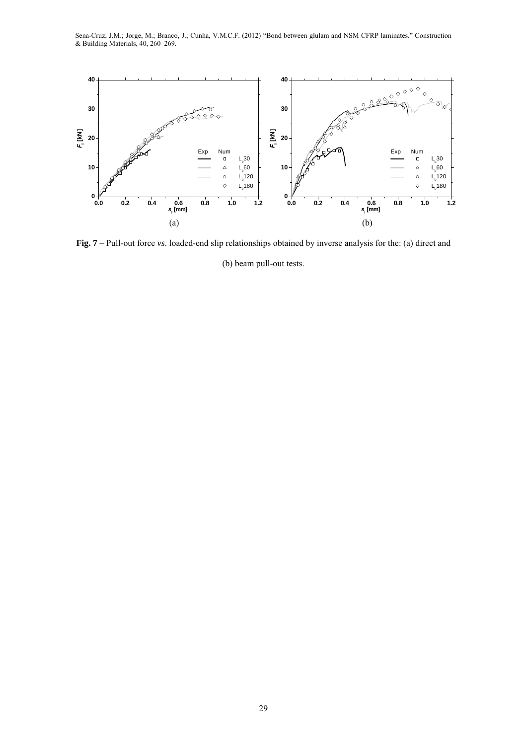**Fig. 7** – Pull-out force *vs*. loaded-end slip relationships obtained by inverse analysis for the: (a) direct and (b) beam pull-out tests.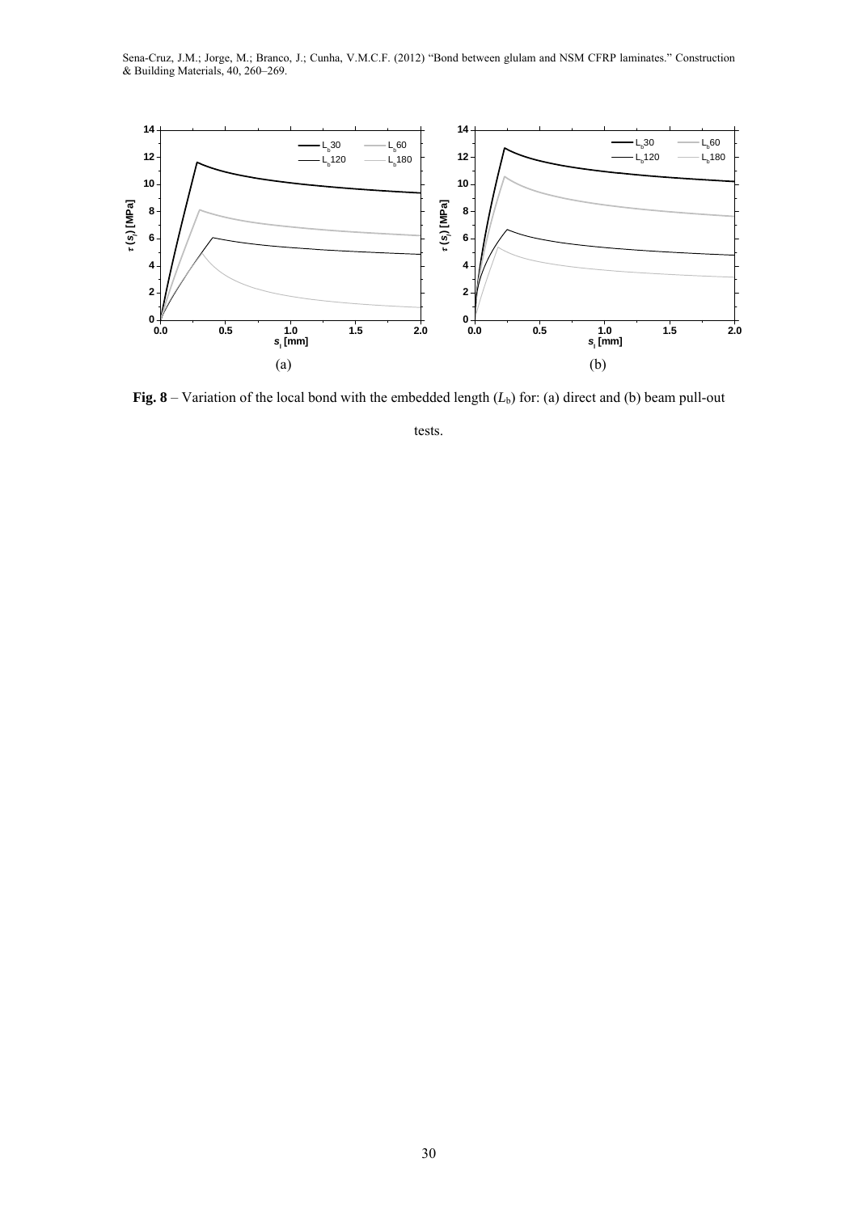**Fig. 8** – Variation of the local bond with the embedded length ($L_b$) for: (a) direct and (b) beam pull-out tests.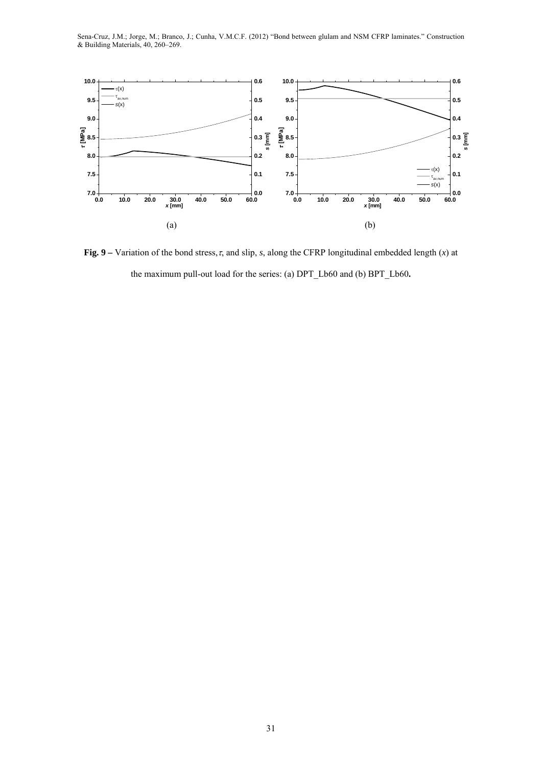(a)

(b)

**Fig. 9 –** Variation of the bond stress, $\tau$, and slip, $s$, along the CFRP longitudinal embedded length ($x$) at the maximum pull-out load for the series: (a) DPT_Lb60 and (b) BPT_Lb60**.**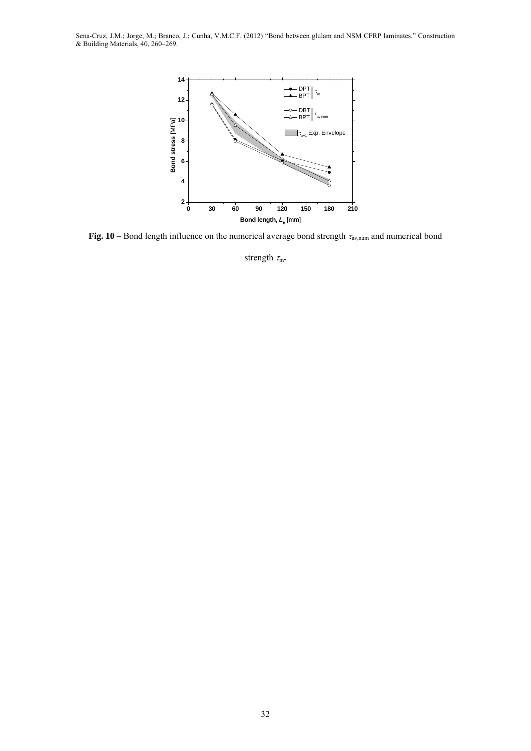Bond stress [MPa]

14
12
10
8
6
4
2

0 30 60 90 120 150 180 210

Bond length, $L_b$ [mm]

DPT
BPT
$\tau_m$

DBT
BPT
$\tau_{av,num}$

$\tau_{av1}$ Exp. Envelope

**Fig. 10 –** Bond length influence on the numerical average bond strength $\tau_{av,num}$ and numerical bond strength $\tau_m$.